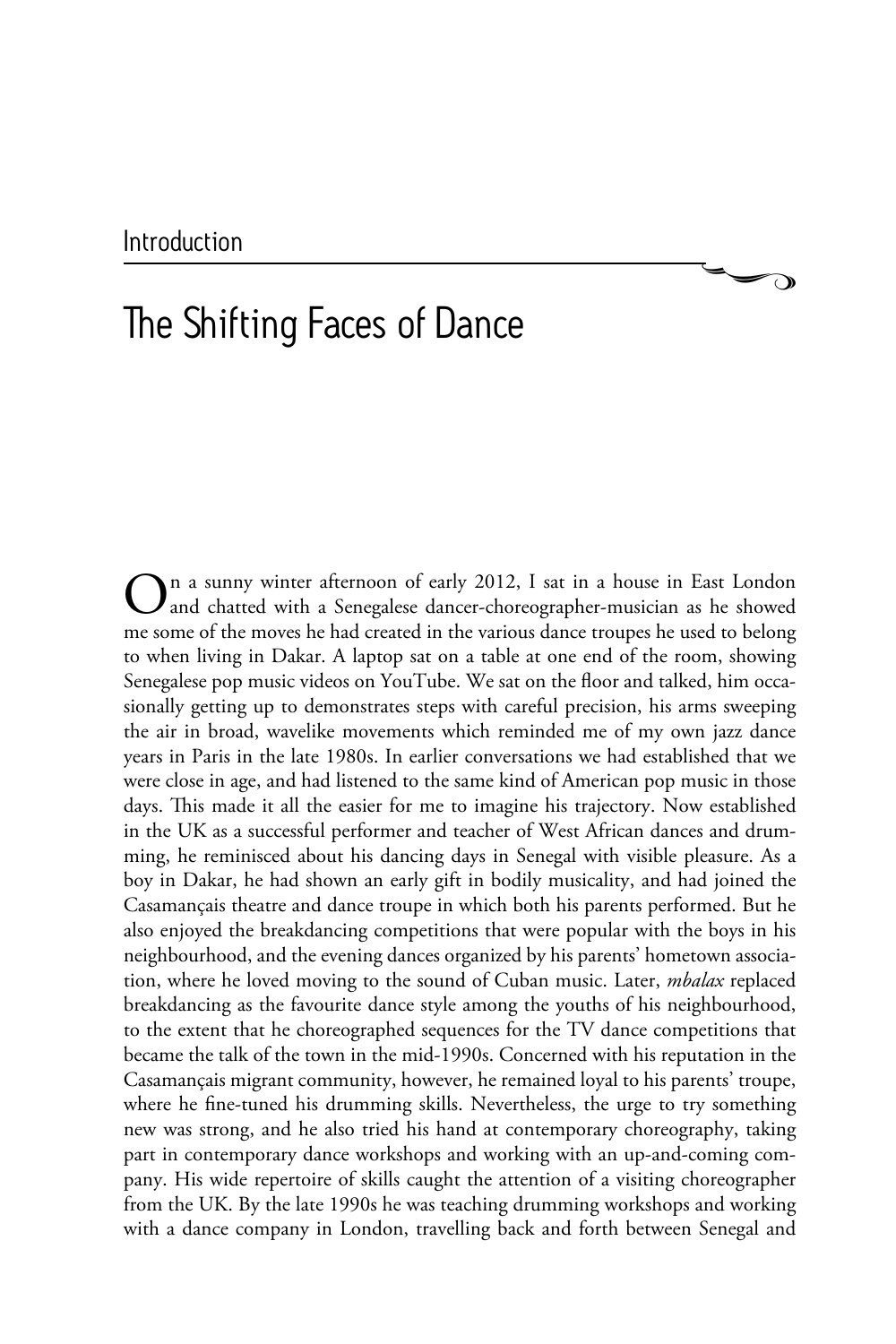Introduction

# The Shifting Faces of Dance

On a sunny winter afternoon of early 2012, I sat in a house in East London and chatted with a Senegalese dancer-choreographer-musician as he showed me some of the moves he had created in the various dance troupes he used to belong to when living in Dakar. A laptop sat on a table at one end of the room, showing Senegalese pop music videos on YouTube. We sat on the floor and talked, him occasionally getting up to demonstrates steps with careful precision, his arms sweeping the air in broad, wavelike movements which reminded me of my own jazz dance years in Paris in the late 1980s. In earlier conversations we had established that we were close in age, and had listened to the same kind of American pop music in those days. This made it all the easier for me to imagine his trajectory. Now established in the UK as a successful performer and teacher of West African dances and drumming, he reminisced about his dancing days in Senegal with visible pleasure. As a boy in Dakar, he had shown an early gift in bodily musicality, and had joined the Casamançais theatre and dance troupe in which both his parents performed. But he also enjoyed the breakdancing competitions that were popular with the boys in his neighbourhood, and the evening dances organized by his parents' hometown association, where he loved moving to the sound of Cuban music. Later, *mbalax* replaced breakdancing as the favourite dance style among the youths of his neighbourhood, to the extent that he choreographed sequences for the TV dance competitions that became the talk of the town in the mid-1990s. Concerned with his reputation in the Casamançais migrant community, however, he remained loyal to his parents' troupe, where he fine-tuned his drumming skills. Nevertheless, the urge to try something new was strong, and he also tried his hand at contemporary choreography, taking part in contemporary dance workshops and working with an up-and-coming company. His wide repertoire of skills caught the attention of a visiting choreographer from the UK. By the late 1990s he was teaching drumming workshops and working with a dance company in London, travelling back and forth between Senegal and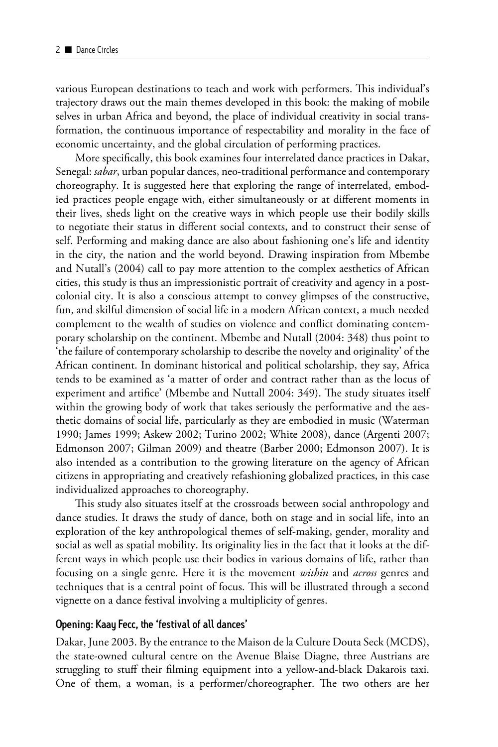various European destinations to teach and work with performers. This individual's trajectory draws out the main themes developed in this book: the making of mobile selves in urban Africa and beyond, the place of individual creativity in social transformation, the continuous importance of respectability and morality in the face of economic uncertainty, and the global circulation of performing practices.

More specifically, this book examines four interrelated dance practices in Dakar, Senegal: *sabar*, urban popular dances, neo-traditional performance and contemporary choreography. It is suggested here that exploring the range of interrelated, embodied practices people engage with, either simultaneously or at different moments in their lives, sheds light on the creative ways in which people use their bodily skills to negotiate their status in different social contexts, and to construct their sense of self. Performing and making dance are also about fashioning one's life and identity in the city, the nation and the world beyond. Drawing inspiration from Mbembe and Nutall's (2004) call to pay more attention to the complex aesthetics of African cities, this study is thus an impressionistic portrait of creativity and agency in a postcolonial city. It is also a conscious attempt to convey glimpses of the constructive, fun, and skilful dimension of social life in a modern African context, a much needed complement to the wealth of studies on violence and conflict dominating contemporary scholarship on the continent. Mbembe and Nutall (2004: 348) thus point to 'the failure of contemporary scholarship to describe the novelty and originality' of the African continent. In dominant historical and political scholarship, they say, Africa tends to be examined as 'a matter of order and contract rather than as the locus of experiment and artifice' (Mbembe and Nuttall 2004: 349). The study situates itself within the growing body of work that takes seriously the performative and the aesthetic domains of social life, particularly as they are embodied in music (Waterman 1990; James 1999; Askew 2002; Turino 2002; White 2008), dance (Argenti 2007; Edmonson 2007; Gilman 2009) and theatre (Barber 2000; Edmonson 2007). It is also intended as a contribution to the growing literature on the agency of African citizens in appropriating and creatively refashioning globalized practices, in this case individualized approaches to choreography.

This study also situates itself at the crossroads between social anthropology and dance studies. It draws the study of dance, both on stage and in social life, into an exploration of the key anthropological themes of self-making, gender, morality and social as well as spatial mobility. Its originality lies in the fact that it looks at the different ways in which people use their bodies in various domains of life, rather than focusing on a single genre. Here it is the movement *within* and *across* genres and techniques that is a central point of focus. This will be illustrated through a second vignette on a dance festival involving a multiplicity of genres.

## Opening: Kaay Fecc, the 'festival of all dances'

Dakar, June 2003. By the entrance to the Maison de la Culture Douta Seck (MCDS), the state-owned cultural centre on the Avenue Blaise Diagne, three Austrians are struggling to stuff their filming equipment into a yellow-and-black Dakarois taxi. One of them, a woman, is a performer/choreographer. The two others are her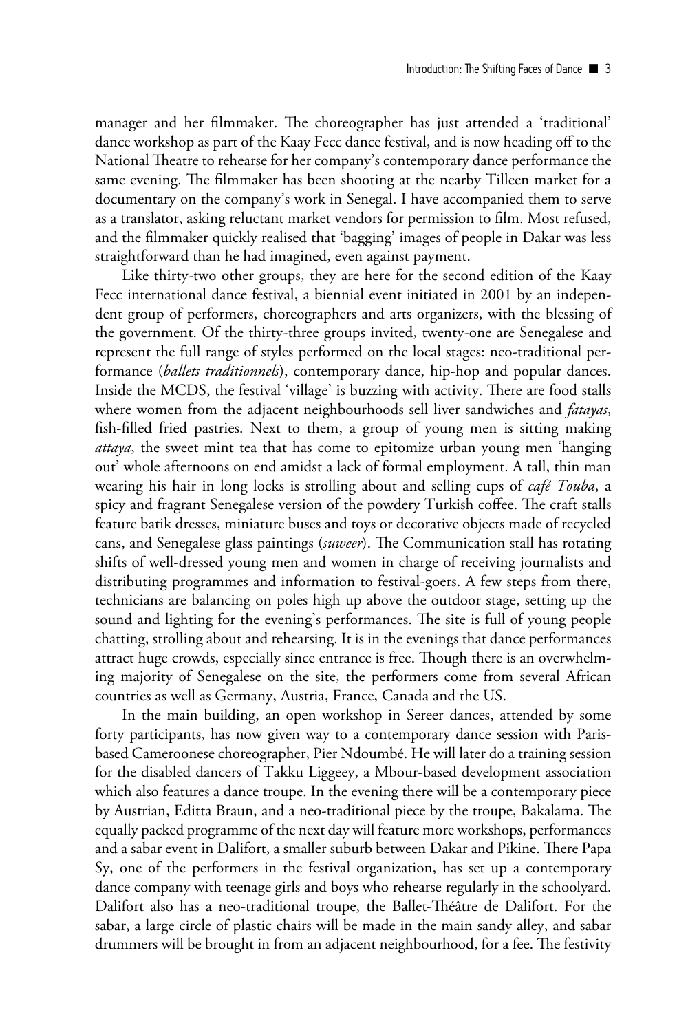manager and her filmmaker. The choreographer has just attended a 'traditional' dance workshop as part of the Kaay Fecc dance festival, and is now heading off to the National Theatre to rehearse for her company's contemporary dance performance the same evening. The filmmaker has been shooting at the nearby Tilleen market for a documentary on the company's work in Senegal. I have accompanied them to serve as a translator, asking reluctant market vendors for permission to film. Most refused, and the filmmaker quickly realised that 'bagging' images of people in Dakar was less straightforward than he had imagined, even against payment.

Like thirty-two other groups, they are here for the second edition of the Kaay Fecc international dance festival, a biennial event initiated in 2001 by an independent group of performers, choreographers and arts organizers, with the blessing of the government. Of the thirty-three groups invited, twenty-one are Senegalese and represent the full range of styles performed on the local stages: neo-traditional performance (*ballets traditionnels*), contemporary dance, hip-hop and popular dances. Inside the MCDS, the festival 'village' is buzzing with activity. There are food stalls where women from the adjacent neighbourhoods sell liver sandwiches and *fatayas*, fish-filled fried pastries. Next to them, a group of young men is sitting making *attaya*, the sweet mint tea that has come to epitomize urban young men 'hanging out' whole afternoons on end amidst a lack of formal employment. A tall, thin man wearing his hair in long locks is strolling about and selling cups of *café Touba*, a spicy and fragrant Senegalese version of the powdery Turkish coffee. The craft stalls feature batik dresses, miniature buses and toys or decorative objects made of recycled cans, and Senegalese glass paintings (*suweer*). The Communication stall has rotating shifts of well-dressed young men and women in charge of receiving journalists and distributing programmes and information to festival-goers. A few steps from there, technicians are balancing on poles high up above the outdoor stage, setting up the sound and lighting for the evening's performances. The site is full of young people chatting, strolling about and rehearsing. It is in the evenings that dance performances attract huge crowds, especially since entrance is free. Though there is an overwhelming majority of Senegalese on the site, the performers come from several African countries as well as Germany, Austria, France, Canada and the US.

In the main building, an open workshop in Sereer dances, attended by some forty participants, has now given way to a contemporary dance session with Paris-based Cameroonese choreographer, Pier Ndoumbé. He will later do a training session for the disabled dancers of Takku Liggeey, a Mbour-based development association which also features a dance troupe. In the evening there will be a contemporary piece by Austrian, Editta Braun, and a neo-traditional piece by the troupe, Bakalama. The equally packed programme of the next day will feature more workshops, performances and a sabar event in Dalifort, a smaller suburb between Dakar and Pikine. There Papa Sy, one of the performers in the festival organization, has set up a contemporary dance company with teenage girls and boys who rehearse regularly in the schoolyard. Dalifort also has a neo-traditional troupe, the Ballet-Théâtre de Dalifort. For the sabar, a large circle of plastic chairs will be made in the main sandy alley, and sabar drummers will be brought in from an adjacent neighbourhood, for a fee. The festivity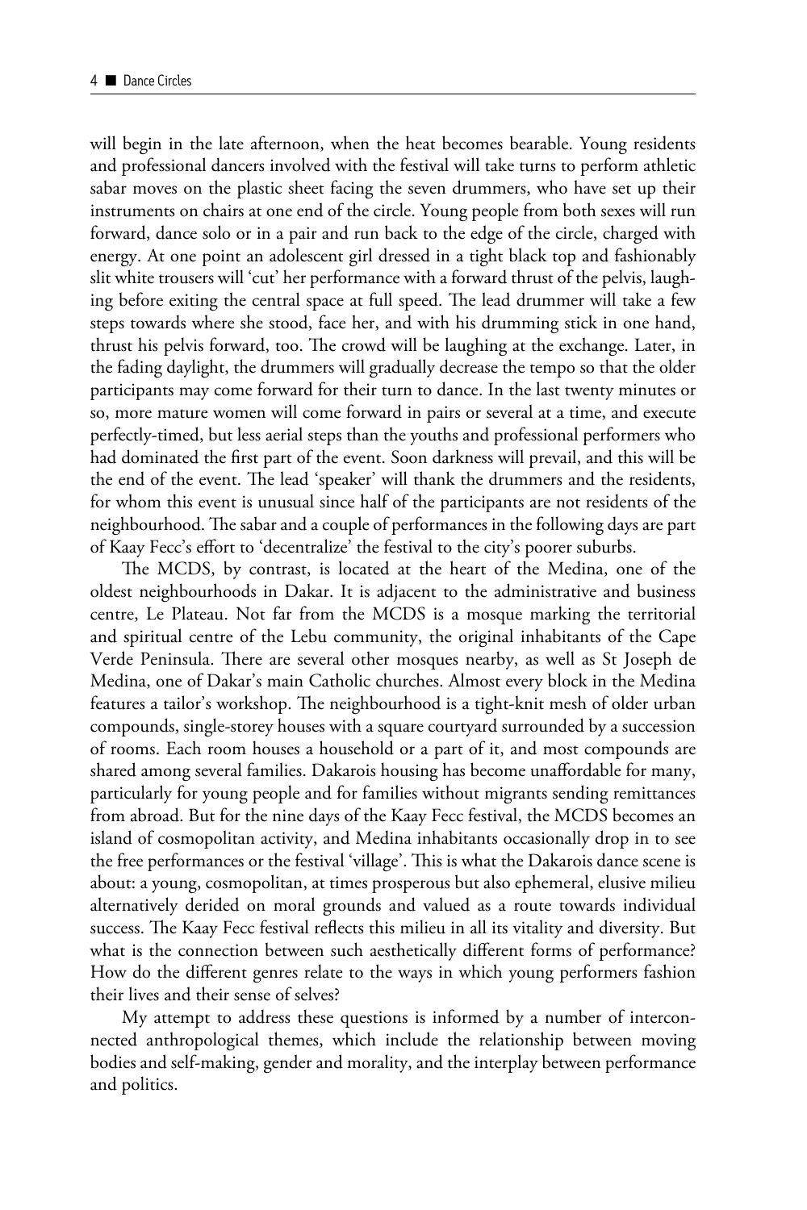will begin in the late afternoon, when the heat becomes bearable. Young residents and professional dancers involved with the festival will take turns to perform athletic sabar moves on the plastic sheet facing the seven drummers, who have set up their instruments on chairs at one end of the circle. Young people from both sexes will run forward, dance solo or in a pair and run back to the edge of the circle, charged with energy. At one point an adolescent girl dressed in a tight black top and fashionably slit white trousers will 'cut' her performance with a forward thrust of the pelvis, laughing before exiting the central space at full speed. The lead drummer will take a few steps towards where she stood, face her, and with his drumming stick in one hand, thrust his pelvis forward, too. The crowd will be laughing at the exchange. Later, in the fading daylight, the drummers will gradually decrease the tempo so that the older participants may come forward for their turn to dance. In the last twenty minutes or so, more mature women will come forward in pairs or several at a time, and execute perfectly-timed, but less aerial steps than the youths and professional performers who had dominated the first part of the event. Soon darkness will prevail, and this will be the end of the event. The lead 'speaker' will thank the drummers and the residents, for whom this event is unusual since half of the participants are not residents of the neighbourhood. The sabar and a couple of performances in the following days are part of Kaay Fecc's effort to 'decentralize' the festival to the city's poorer suburbs.

The MCDS, by contrast, is located at the heart of the Medina, one of the oldest neighbourhoods in Dakar. It is adjacent to the administrative and business centre, Le Plateau. Not far from the MCDS is a mosque marking the territorial and spiritual centre of the Lebu community, the original inhabitants of the Cape Verde Peninsula. There are several other mosques nearby, as well as St Joseph de Medina, one of Dakar's main Catholic churches. Almost every block in the Medina features a tailor's workshop. The neighbourhood is a tight-knit mesh of older urban compounds, single-storey houses with a square courtyard surrounded by a succession of rooms. Each room houses a household or a part of it, and most compounds are shared among several families. Dakarois housing has become unaffordable for many, particularly for young people and for families without migrants sending remittances from abroad. But for the nine days of the Kaay Fecc festival, the MCDS becomes an island of cosmopolitan activity, and Medina inhabitants occasionally drop in to see the free performances or the festival 'village'. This is what the Dakarois dance scene is about: a young, cosmopolitan, at times prosperous but also ephemeral, elusive milieu alternatively derided on moral grounds and valued as a route towards individual success. The Kaay Fecc festival reflects this milieu in all its vitality and diversity. But what is the connection between such aesthetically different forms of performance? How do the different genres relate to the ways in which young performers fashion their lives and their sense of selves?

My attempt to address these questions is informed by a number of interconnected anthropological themes, which include the relationship between moving bodies and self-making, gender and morality, and the interplay between performance and politics.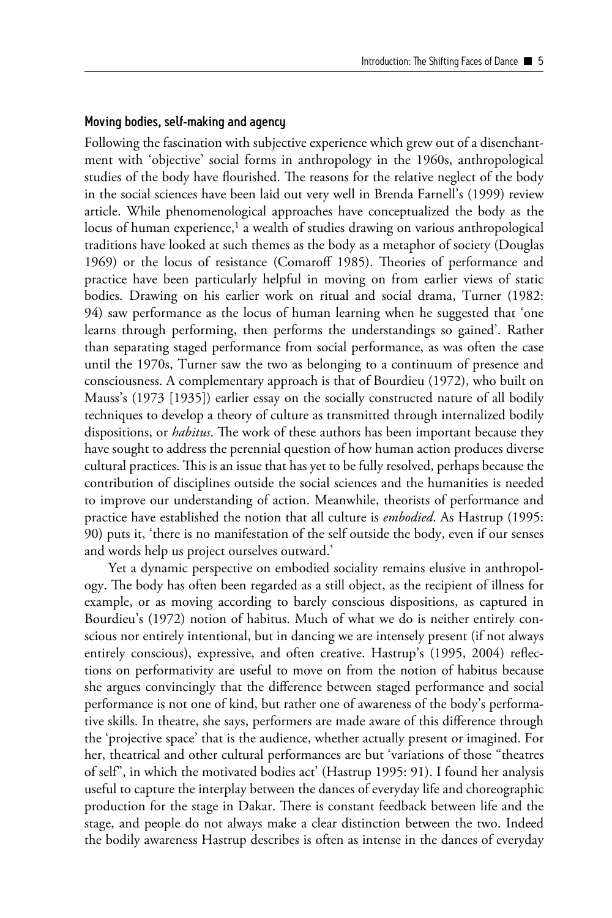### Moving bodies, self-making and agency

Following the fascination with subjective experience which grew out of a disenchantment with 'objective' social forms in anthropology in the 1960s, anthropological studies of the body have flourished. The reasons for the relative neglect of the body in the social sciences have been laid out very well in Brenda Farnell's (1999) review article. While phenomenological approaches have conceptualized the body as the locus of human experience,[1] a wealth of studies drawing on various anthropological traditions have looked at such themes as the body as a metaphor of society (Douglas 1969) or the locus of resistance (Comaroff 1985). Theories of performance and practice have been particularly helpful in moving on from earlier views of static bodies. Drawing on his earlier work on ritual and social drama, Turner (1982: 94) saw performance as the locus of human learning when he suggested that 'one learns through performing, then performs the understandings so gained'. Rather than separating staged performance from social performance, as was often the case until the 1970s, Turner saw the two as belonging to a continuum of presence and consciousness. A complementary approach is that of Bourdieu (1972), who built on Mauss's (1973 [1935]) earlier essay on the socially constructed nature of all bodily techniques to develop a theory of culture as transmitted through internalized bodily dispositions, or *habitus*. The work of these authors has been important because they have sought to address the perennial question of how human action produces diverse cultural practices. This is an issue that has yet to be fully resolved, perhaps because the contribution of disciplines outside the social sciences and the humanities is needed to improve our understanding of action. Meanwhile, theorists of performance and practice have established the notion that all culture is *embodied*. As Hastrup (1995: 90) puts it, 'there is no manifestation of the self outside the body, even if our senses and words help us project ourselves outward.'

Yet a dynamic perspective on embodied sociality remains elusive in anthropology. The body has often been regarded as a still object, as the recipient of illness for example, or as moving according to barely conscious dispositions, as captured in Bourdieu's (1972) notion of habitus. Much of what we do is neither entirely conscious nor entirely intentional, but in dancing we are intensely present (if not always entirely conscious), expressive, and often creative. Hastrup's (1995, 2004) reflections on performativity are useful to move on from the notion of habitus because she argues convincingly that the difference between staged performance and social performance is not one of kind, but rather one of awareness of the body's performative skills. In theatre, she says, performers are made aware of this difference through the 'projective space' that is the audience, whether actually present or imagined. For her, theatrical and other cultural performances are but 'variations of those "theatres of self", in which the motivated bodies act' (Hastrup 1995: 91). I found her analysis useful to capture the interplay between the dances of everyday life and choreographic production for the stage in Dakar. There is constant feedback between life and the stage, and people do not always make a clear distinction between the two. Indeed the bodily awareness Hastrup describes is often as intense in the dances of everyday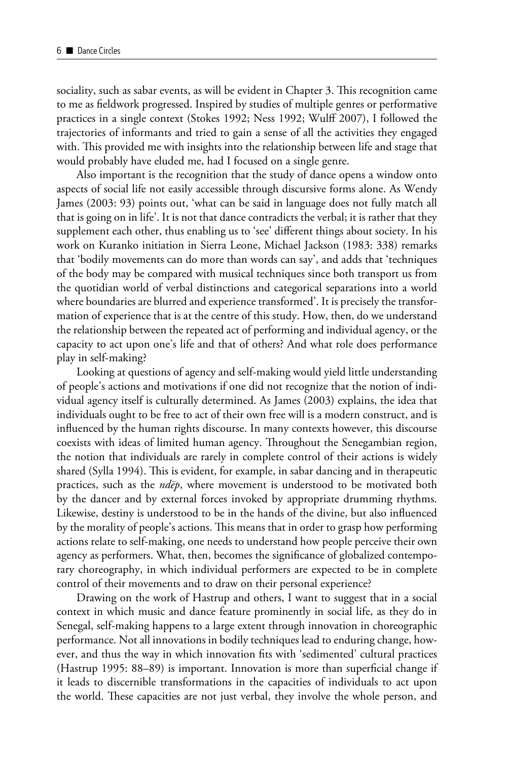sociality, such as sabar events, as will be evident in Chapter 3. This recognition came to me as fieldwork progressed. Inspired by studies of multiple genres or performative practices in a single context (Stokes 1992; Ness 1992; Wulff 2007), I followed the trajectories of informants and tried to gain a sense of all the activities they engaged with. This provided me with insights into the relationship between life and stage that would probably have eluded me, had I focused on a single genre.

Also important is the recognition that the study of dance opens a window onto aspects of social life not easily accessible through discursive forms alone. As Wendy James (2003: 93) points out, 'what can be said in language does not fully match all that is going on in life'. It is not that dance contradicts the verbal; it is rather that they supplement each other, thus enabling us to 'see' different things about society. In his work on Kuranko initiation in Sierra Leone, Michael Jackson (1983: 338) remarks that 'bodily movements can do more than words can say', and adds that 'techniques of the body may be compared with musical techniques since both transport us from the quotidian world of verbal distinctions and categorical separations into a world where boundaries are blurred and experience transformed'. It is precisely the transformation of experience that is at the centre of this study. How, then, do we understand the relationship between the repeated act of performing and individual agency, or the capacity to act upon one's life and that of others? And what role does performance play in self-making?

Looking at questions of agency and self-making would yield little understanding of people's actions and motivations if one did not recognize that the notion of individual agency itself is culturally determined. As James (2003) explains, the idea that individuals ought to be free to act of their own free will is a modern construct, and is influenced by the human rights discourse. In many contexts however, this discourse coexists with ideas of limited human agency. Throughout the Senegambian region, the notion that individuals are rarely in complete control of their actions is widely shared (Sylla 1994). This is evident, for example, in sabar dancing and in therapeutic practices, such as the *ndëp*, where movement is understood to be motivated both by the dancer and by external forces invoked by appropriate drumming rhythms. Likewise, destiny is understood to be in the hands of the divine, but also influenced by the morality of people's actions. This means that in order to grasp how performing actions relate to self-making, one needs to understand how people perceive their own agency as performers. What, then, becomes the significance of globalized contemporary choreography, in which individual performers are expected to be in complete control of their movements and to draw on their personal experience?

Drawing on the work of Hastrup and others, I want to suggest that in a social context in which music and dance feature prominently in social life, as they do in Senegal, self-making happens to a large extent through innovation in choreographic performance. Not all innovations in bodily techniques lead to enduring change, however, and thus the way in which innovation fits with 'sedimented' cultural practices (Hastrup 1995: 88–89) is important. Innovation is more than superficial change if it leads to discernible transformations in the capacities of individuals to act upon the world. These capacities are not just verbal, they involve the whole person, and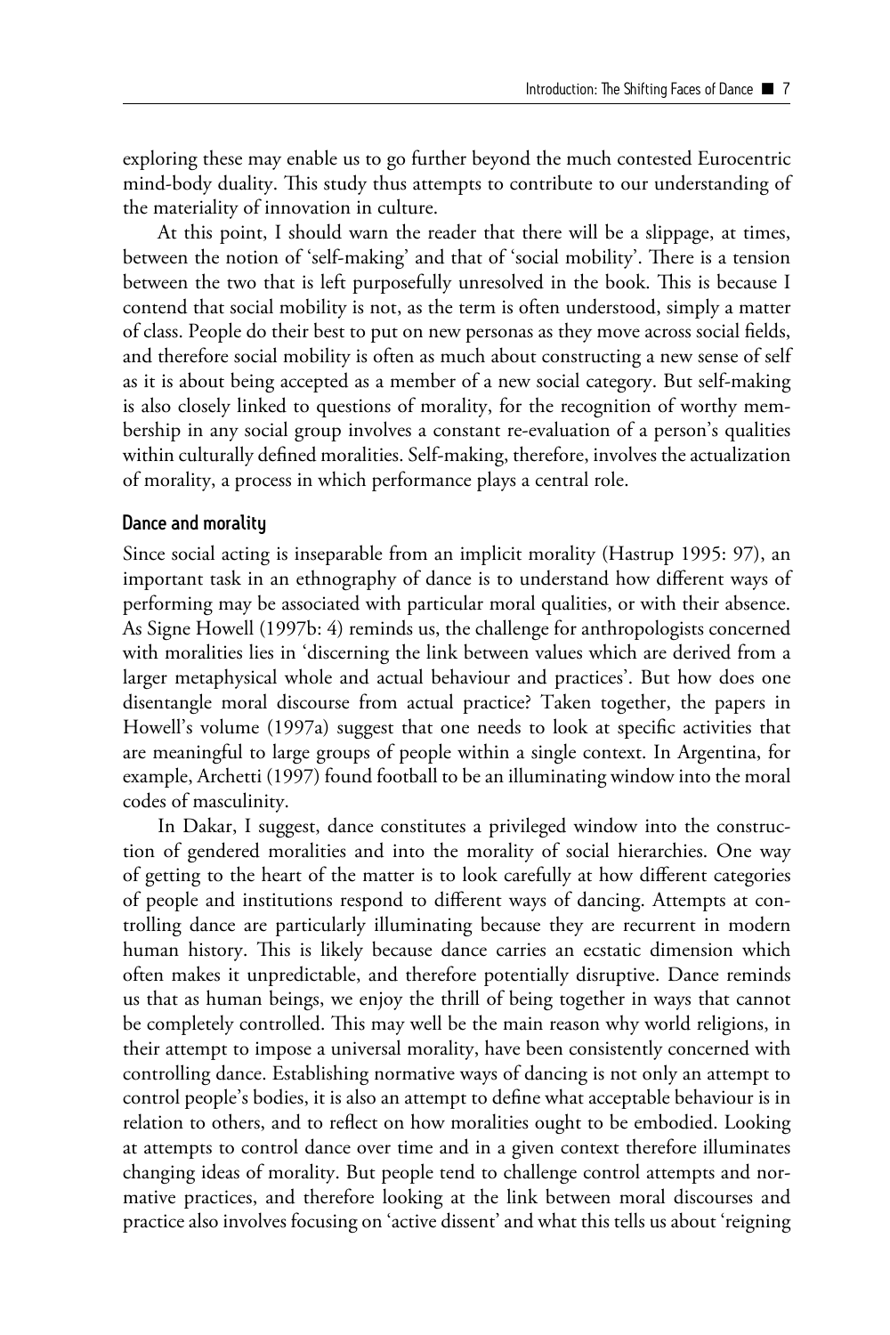exploring these may enable us to go further beyond the much contested Eurocentric mind-body duality. This study thus attempts to contribute to our understanding of the materiality of innovation in culture.

At this point, I should warn the reader that there will be a slippage, at times, between the notion of 'self-making' and that of 'social mobility'. There is a tension between the two that is left purposefully unresolved in the book. This is because I contend that social mobility is not, as the term is often understood, simply a matter of class. People do their best to put on new personas as they move across social fields, and therefore social mobility is often as much about constructing a new sense of self as it is about being accepted as a member of a new social category. But self-making is also closely linked to questions of morality, for the recognition of worthy membership in any social group involves a constant re-evaluation of a person's qualities within culturally defined moralities. Self-making, therefore, involves the actualization of morality, a process in which performance plays a central role.

### Dance and morality

Since social acting is inseparable from an implicit morality (Hastrup 1995: 97), an important task in an ethnography of dance is to understand how different ways of performing may be associated with particular moral qualities, or with their absence. As Signe Howell (1997b: 4) reminds us, the challenge for anthropologists concerned with moralities lies in 'discerning the link between values which are derived from a larger metaphysical whole and actual behaviour and practices'. But how does one disentangle moral discourse from actual practice? Taken together, the papers in Howell's volume (1997a) suggest that one needs to look at specific activities that are meaningful to large groups of people within a single context. In Argentina, for example, Archetti (1997) found football to be an illuminating window into the moral codes of masculinity.

In Dakar, I suggest, dance constitutes a privileged window into the construction of gendered moralities and into the morality of social hierarchies. One way of getting to the heart of the matter is to look carefully at how different categories of people and institutions respond to different ways of dancing. Attempts at controlling dance are particularly illuminating because they are recurrent in modern human history. This is likely because dance carries an ecstatic dimension which often makes it unpredictable, and therefore potentially disruptive. Dance reminds us that as human beings, we enjoy the thrill of being together in ways that cannot be completely controlled. This may well be the main reason why world religions, in their attempt to impose a universal morality, have been consistently concerned with controlling dance. Establishing normative ways of dancing is not only an attempt to control people's bodies, it is also an attempt to define what acceptable behaviour is in relation to others, and to reflect on how moralities ought to be embodied. Looking at attempts to control dance over time and in a given context therefore illuminates changing ideas of morality. But people tend to challenge control attempts and normative practices, and therefore looking at the link between moral discourses and practice also involves focusing on 'active dissent' and what this tells us about 'reigning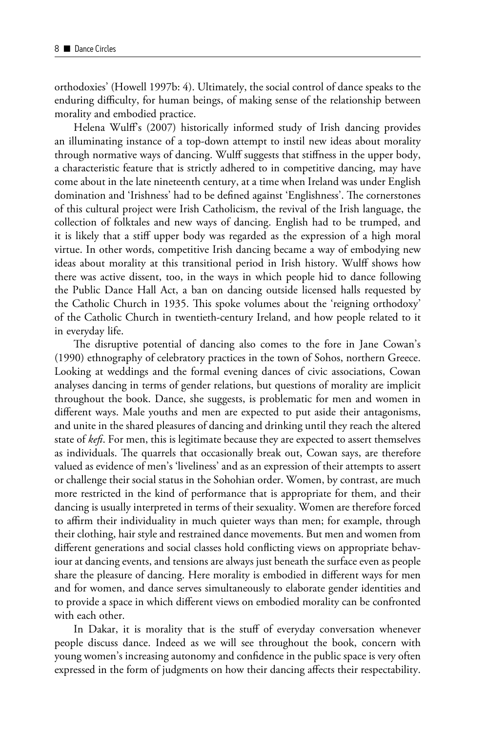orthodoxies' (Howell 1997b: 4). Ultimately, the social control of dance speaks to the enduring difficulty, for human beings, of making sense of the relationship between morality and embodied practice.

Helena Wulff's (2007) historically informed study of Irish dancing provides an illuminating instance of a top-down attempt to instil new ideas about morality through normative ways of dancing. Wulff suggests that stiffness in the upper body, a characteristic feature that is strictly adhered to in competitive dancing, may have come about in the late nineteenth century, at a time when Ireland was under English domination and 'Irishness' had to be defined against 'Englishness'. The cornerstones of this cultural project were Irish Catholicism, the revival of the Irish language, the collection of folktales and new ways of dancing. English had to be trumped, and it is likely that a stiff upper body was regarded as the expression of a high moral virtue. In other words, competitive Irish dancing became a way of embodying new ideas about morality at this transitional period in Irish history. Wulff shows how there was active dissent, too, in the ways in which people hid to dance following the Public Dance Hall Act, a ban on dancing outside licensed halls requested by the Catholic Church in 1935. This spoke volumes about the 'reigning orthodoxy' of the Catholic Church in twentieth-century Ireland, and how people related to it in everyday life.

The disruptive potential of dancing also comes to the fore in Jane Cowan's (1990) ethnography of celebratory practices in the town of Sohos, northern Greece. Looking at weddings and the formal evening dances of civic associations, Cowan analyses dancing in terms of gender relations, but questions of morality are implicit throughout the book. Dance, she suggests, is problematic for men and women in different ways. Male youths and men are expected to put aside their antagonisms, and unite in the shared pleasures of dancing and drinking until they reach the altered state of *kefi*. For men, this is legitimate because they are expected to assert themselves as individuals. The quarrels that occasionally break out, Cowan says, are therefore valued as evidence of men's 'liveliness' and as an expression of their attempts to assert or challenge their social status in the Sohohian order. Women, by contrast, are much more restricted in the kind of performance that is appropriate for them, and their dancing is usually interpreted in terms of their sexuality. Women are therefore forced to affirm their individuality in much quieter ways than men; for example, through their clothing, hair style and restrained dance movements. But men and women from different generations and social classes hold conflicting views on appropriate behaviour at dancing events, and tensions are always just beneath the surface even as people share the pleasure of dancing. Here morality is embodied in different ways for men and for women, and dance serves simultaneously to elaborate gender identities and to provide a space in which different views on embodied morality can be confronted with each other.

In Dakar, it is morality that is the stuff of everyday conversation whenever people discuss dance. Indeed as we will see throughout the book, concern with young women's increasing autonomy and confidence in the public space is very often expressed in the form of judgments on how their dancing affects their respectability.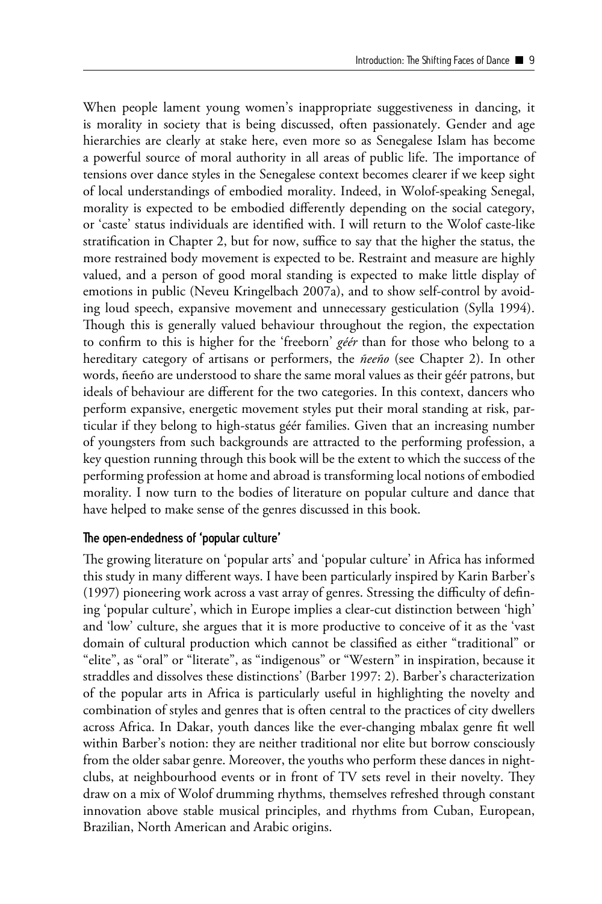When people lament young women's inappropriate suggestiveness in dancing, it is morality in society that is being discussed, often passionately. Gender and age hierarchies are clearly at stake here, even more so as Senegalese Islam has become a powerful source of moral authority in all areas of public life. The importance of tensions over dance styles in the Senegalese context becomes clearer if we keep sight of local understandings of embodied morality. Indeed, in Wolof-speaking Senegal, morality is expected to be embodied differently depending on the social category, or 'caste' status individuals are identified with. I will return to the Wolof caste-like stratification in Chapter 2, but for now, suffice to say that the higher the status, the more restrained body movement is expected to be. Restraint and measure are highly valued, and a person of good moral standing is expected to make little display of emotions in public (Neveu Kringelbach 2007a), and to show self-control by avoiding loud speech, expansive movement and unnecessary gesticulation (Sylla 1994). Though this is generally valued behaviour throughout the region, the expectation to confirm to this is higher for the 'freeborn' *géér* than for those who belong to a hereditary category of artisans or performers, the *ñeeño* (see Chapter 2). In other words, ñeeño are understood to share the same moral values as their géér patrons, but ideals of behaviour are different for the two categories. In this context, dancers who perform expansive, energetic movement styles put their moral standing at risk, particular if they belong to high-status géér families. Given that an increasing number of youngsters from such backgrounds are attracted to the performing profession, a key question running through this book will be the extent to which the success of the performing profession at home and abroad is transforming local notions of embodied morality. I now turn to the bodies of literature on popular culture and dance that have helped to make sense of the genres discussed in this book.

### The open-endedness of 'popular culture'

The growing literature on 'popular arts' and 'popular culture' in Africa has informed this study in many different ways. I have been particularly inspired by Karin Barber's (1997) pioneering work across a vast array of genres. Stressing the difficulty of defining 'popular culture', which in Europe implies a clear-cut distinction between 'high' and 'low' culture, she argues that it is more productive to conceive of it as the 'vast domain of cultural production which cannot be classified as either "traditional" or "elite", as "oral" or "literate", as "indigenous" or "Western" in inspiration, because it straddles and dissolves these distinctions' (Barber 1997: 2). Barber's characterization of the popular arts in Africa is particularly useful in highlighting the novelty and combination of styles and genres that is often central to the practices of city dwellers across Africa. In Dakar, youth dances like the ever-changing mbalax genre fit well within Barber's notion: they are neither traditional nor elite but borrow consciously from the older sabar genre. Moreover, the youths who perform these dances in nightclubs, at neighbourhood events or in front of TV sets revel in their novelty. They draw on a mix of Wolof drumming rhythms, themselves refreshed through constant innovation above stable musical principles, and rhythms from Cuban, European, Brazilian, North American and Arabic origins.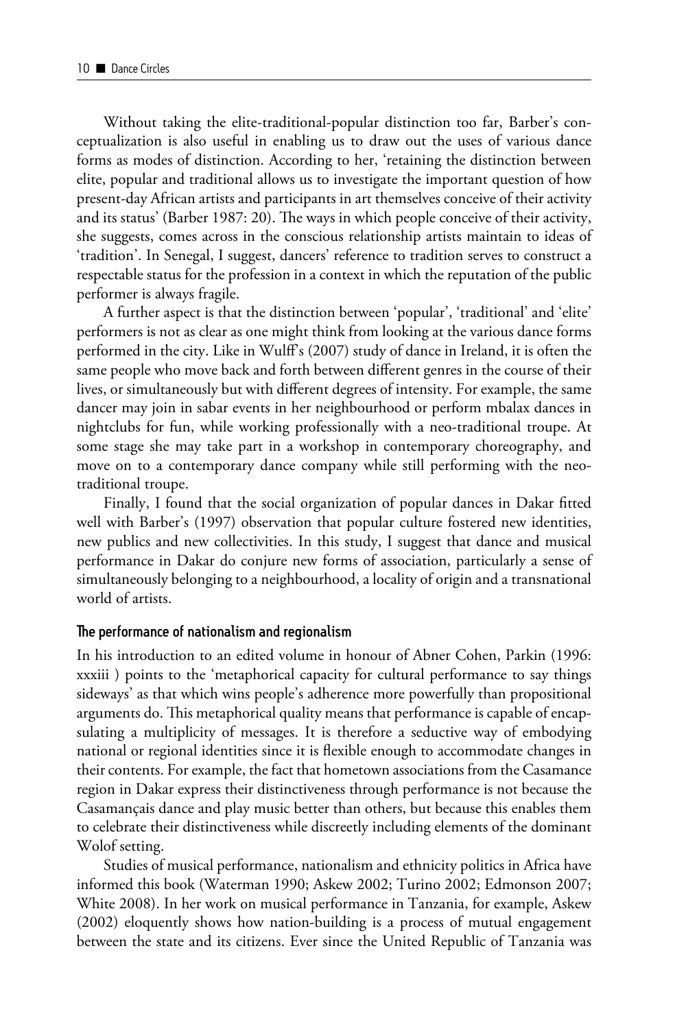Without taking the elite-traditional-popular distinction too far, Barber's conceptualization is also useful in enabling us to draw out the uses of various dance forms as modes of distinction. According to her, 'retaining the distinction between elite, popular and traditional allows us to investigate the important question of how present-day African artists and participants in art themselves conceive of their activity and its status' (Barber 1987: 20). The ways in which people conceive of their activity, she suggests, comes across in the conscious relationship artists maintain to ideas of 'tradition'. In Senegal, I suggest, dancers' reference to tradition serves to construct a respectable status for the profession in a context in which the reputation of the public performer is always fragile.

A further aspect is that the distinction between 'popular', 'traditional' and 'elite' performers is not as clear as one might think from looking at the various dance forms performed in the city. Like in Wulff's (2007) study of dance in Ireland, it is often the same people who move back and forth between different genres in the course of their lives, or simultaneously but with different degrees of intensity. For example, the same dancer may join in sabar events in her neighbourhood or perform mbalax dances in nightclubs for fun, while working professionally with a neo-traditional troupe. At some stage she may take part in a workshop in contemporary choreography, and move on to a contemporary dance company while still performing with the neo-traditional troupe.

Finally, I found that the social organization of popular dances in Dakar fitted well with Barber's (1997) observation that popular culture fostered new identities, new publics and new collectivities. In this study, I suggest that dance and musical performance in Dakar do conjure new forms of association, particularly a sense of simultaneously belonging to a neighbourhood, a locality of origin and a transnational world of artists.

### The performance of nationalism and regionalism

In his introduction to an edited volume in honour of Abner Cohen, Parkin (1996: xxxiii ) points to the 'metaphorical capacity for cultural performance to say things sideways' as that which wins people's adherence more powerfully than propositional arguments do. This metaphorical quality means that performance is capable of encapsulating a multiplicity of messages. It is therefore a seductive way of embodying national or regional identities since it is flexible enough to accommodate changes in their contents. For example, the fact that hometown associations from the Casamance region in Dakar express their distinctiveness through performance is not because the Casamançais dance and play music better than others, but because this enables them to celebrate their distinctiveness while discreetly including elements of the dominant Wolof setting.

Studies of musical performance, nationalism and ethnicity politics in Africa have informed this book (Waterman 1990; Askew 2002; Turino 2002; Edmonson 2007; White 2008). In her work on musical performance in Tanzania, for example, Askew (2002) eloquently shows how nation-building is a process of mutual engagement between the state and its citizens. Ever since the United Republic of Tanzania was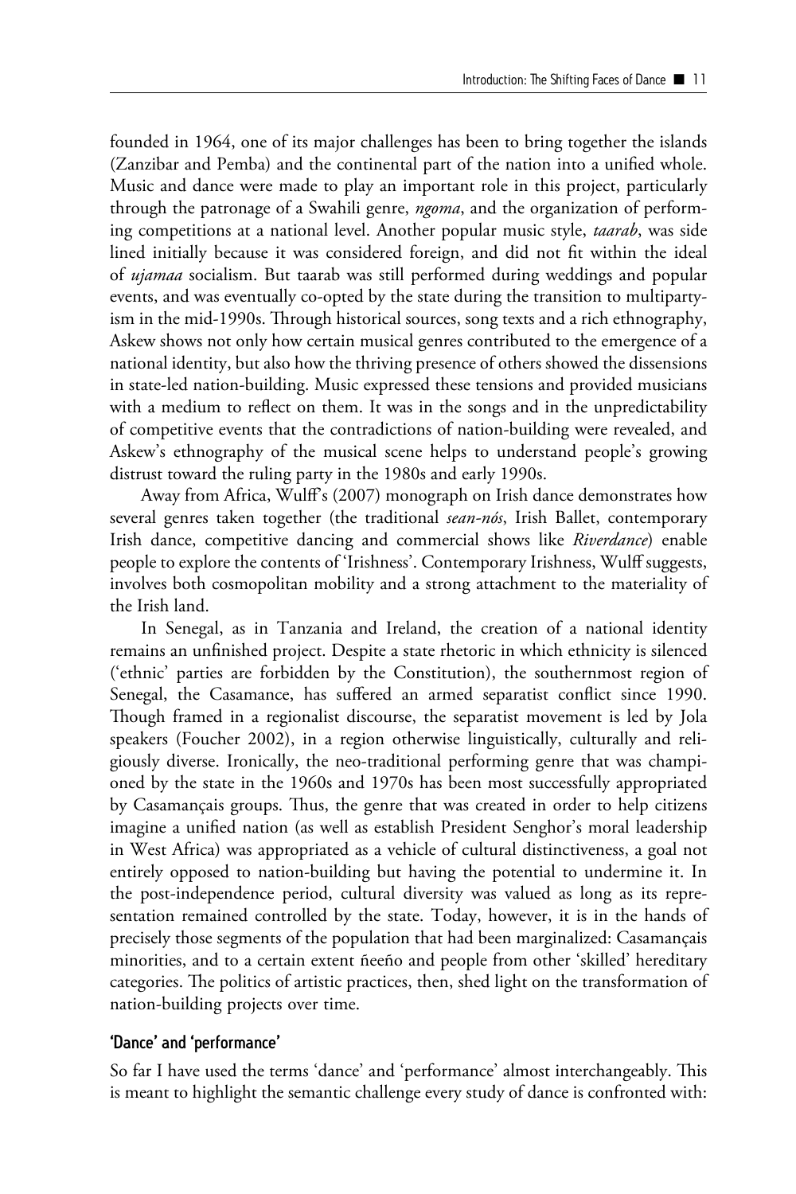founded in 1964, one of its major challenges has been to bring together the islands (Zanzibar and Pemba) and the continental part of the nation into a unified whole. Music and dance were made to play an important role in this project, particularly through the patronage of a Swahili genre, *ngoma*, and the organization of performing competitions at a national level. Another popular music style, *taarab*, was side lined initially because it was considered foreign, and did not fit within the ideal of *ujamaa* socialism. But taarab was still performed during weddings and popular events, and was eventually co-opted by the state during the transition to multipartyism in the mid-1990s. Through historical sources, song texts and a rich ethnography, Askew shows not only how certain musical genres contributed to the emergence of a national identity, but also how the thriving presence of others showed the dissensions in state-led nation-building. Music expressed these tensions and provided musicians with a medium to reflect on them. It was in the songs and in the unpredictability of competitive events that the contradictions of nation-building were revealed, and Askew's ethnography of the musical scene helps to understand people's growing distrust toward the ruling party in the 1980s and early 1990s.

Away from Africa, Wulff's (2007) monograph on Irish dance demonstrates how several genres taken together (the traditional *sean-nós*, Irish Ballet, contemporary Irish dance, competitive dancing and commercial shows like *Riverdance*) enable people to explore the contents of 'Irishness'. Contemporary Irishness, Wulff suggests, involves both cosmopolitan mobility and a strong attachment to the materiality of the Irish land.

In Senegal, as in Tanzania and Ireland, the creation of a national identity remains an unfinished project. Despite a state rhetoric in which ethnicity is silenced ('ethnic' parties are forbidden by the Constitution), the southernmost region of Senegal, the Casamance, has suffered an armed separatist conflict since 1990. Though framed in a regionalist discourse, the separatist movement is led by Jola speakers (Foucher 2002), in a region otherwise linguistically, culturally and religiously diverse. Ironically, the neo-traditional performing genre that was championed by the state in the 1960s and 1970s has been most successfully appropriated by Casamançais groups. Thus, the genre that was created in order to help citizens imagine a unified nation (as well as establish President Senghor's moral leadership in West Africa) was appropriated as a vehicle of cultural distinctiveness, a goal not entirely opposed to nation-building but having the potential to undermine it. In the post-independence period, cultural diversity was valued as long as its representation remained controlled by the state. Today, however, it is in the hands of precisely those segments of the population that had been marginalized: Casamançais minorities, and to a certain extent ñeeño and people from other 'skilled' hereditary categories. The politics of artistic practices, then, shed light on the transformation of nation-building projects over time.

### 'Dance' and 'performance'

So far I have used the terms 'dance' and 'performance' almost interchangeably. This is meant to highlight the semantic challenge every study of dance is confronted with: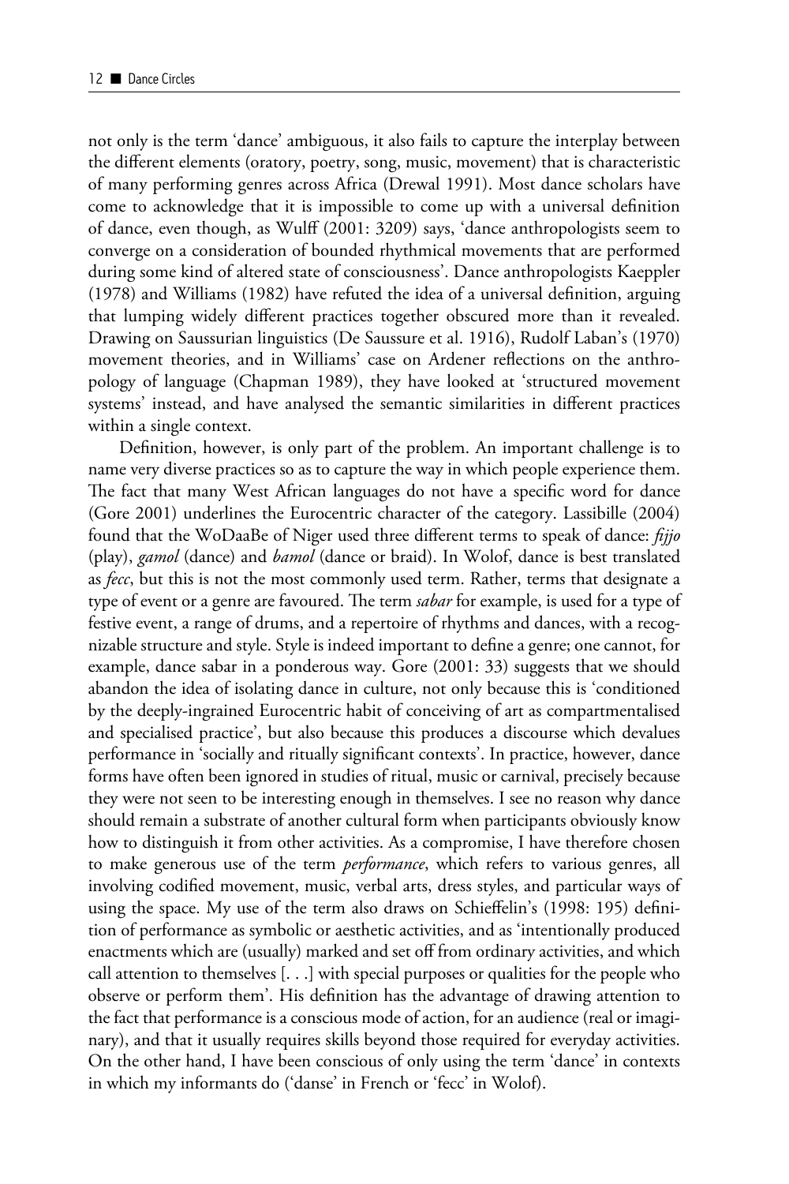not only is the term 'dance' ambiguous, it also fails to capture the interplay between the different elements (oratory, poetry, song, music, movement) that is characteristic of many performing genres across Africa (Drewal 1991). Most dance scholars have come to acknowledge that it is impossible to come up with a universal definition of dance, even though, as Wulff (2001: 3209) says, 'dance anthropologists seem to converge on a consideration of bounded rhythmical movements that are performed during some kind of altered state of consciousness'. Dance anthropologists Kaeppler (1978) and Williams (1982) have refuted the idea of a universal definition, arguing that lumping widely different practices together obscured more than it revealed. Drawing on Saussurian linguistics (De Saussure et al. 1916), Rudolf Laban's (1970) movement theories, and in Williams' case on Ardener reflections on the anthropology of language (Chapman 1989), they have looked at 'structured movement systems' instead, and have analysed the semantic similarities in different practices within a single context.

Definition, however, is only part of the problem. An important challenge is to name very diverse practices so as to capture the way in which people experience them. The fact that many West African languages do not have a specific word for dance (Gore 2001) underlines the Eurocentric character of the category. Lassibille (2004) found that the WoDaaBe of Niger used three different terms to speak of dance: *fijjo* (play), *gamol* (dance) and *bamol* (dance or braid). In Wolof, dance is best translated as *fecc*, but this is not the most commonly used term. Rather, terms that designate a type of event or a genre are favoured. The term *sabar* for example, is used for a type of festive event, a range of drums, and a repertoire of rhythms and dances, with a recognizable structure and style. Style is indeed important to define a genre; one cannot, for example, dance sabar in a ponderous way. Gore (2001: 33) suggests that we should abandon the idea of isolating dance in culture, not only because this is 'conditioned by the deeply-ingrained Eurocentric habit of conceiving of art as compartmentalised and specialised practice', but also because this produces a discourse which devalues performance in 'socially and ritually significant contexts'. In practice, however, dance forms have often been ignored in studies of ritual, music or carnival, precisely because they were not seen to be interesting enough in themselves. I see no reason why dance should remain a substrate of another cultural form when participants obviously know how to distinguish it from other activities. As a compromise, I have therefore chosen to make generous use of the term *performance*, which refers to various genres, all involving codified movement, music, verbal arts, dress styles, and particular ways of using the space. My use of the term also draws on Schieffelin's (1998: 195) definition of performance as symbolic or aesthetic activities, and as 'intentionally produced enactments which are (usually) marked and set off from ordinary activities, and which call attention to themselves [. . .] with special purposes or qualities for the people who observe or perform them'. His definition has the advantage of drawing attention to the fact that performance is a conscious mode of action, for an audience (real or imaginary), and that it usually requires skills beyond those required for everyday activities. On the other hand, I have been conscious of only using the term 'dance' in contexts in which my informants do ('danse' in French or 'fecc' in Wolof).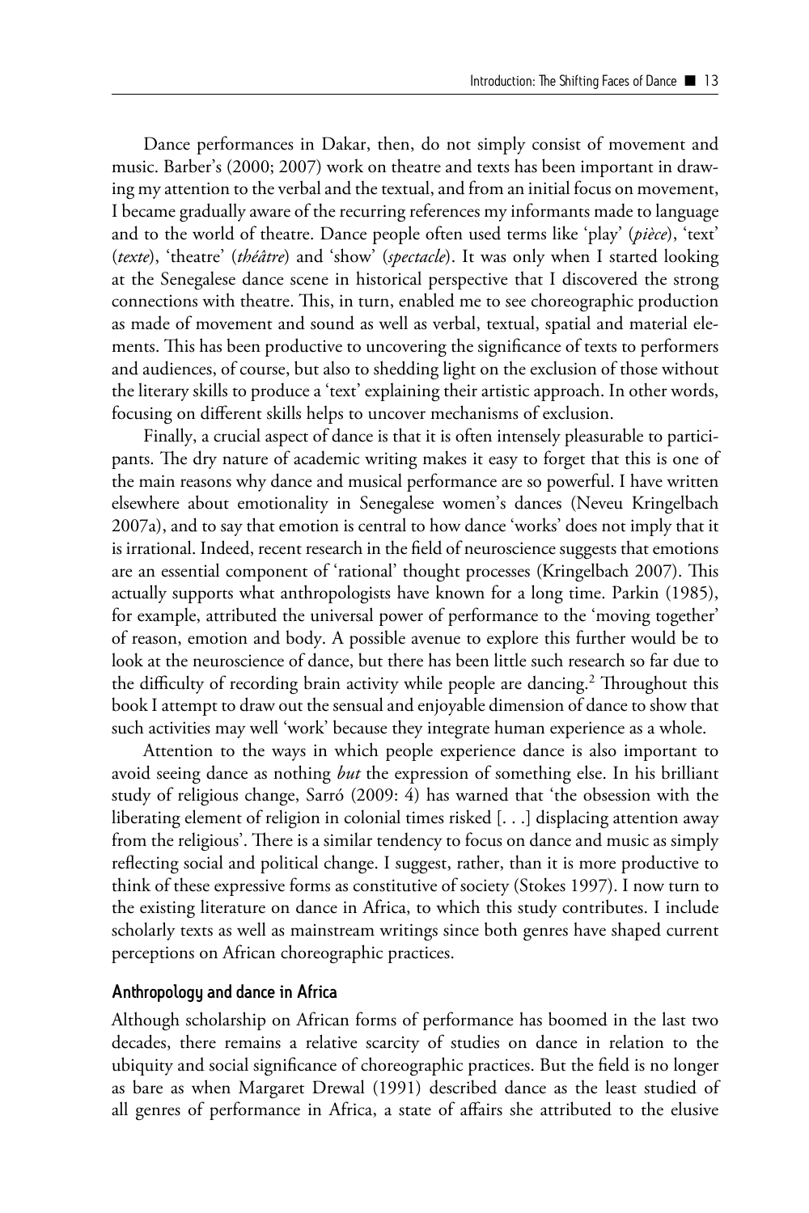Dance performances in Dakar, then, do not simply consist of movement and music. Barber's (2000; 2007) work on theatre and texts has been important in drawing my attention to the verbal and the textual, and from an initial focus on movement, I became gradually aware of the recurring references my informants made to language and to the world of theatre. Dance people often used terms like 'play' (*pièce*), 'text' (*texte*), 'theatre' (*théâtre*) and 'show' (*spectacle*). It was only when I started looking at the Senegalese dance scene in historical perspective that I discovered the strong connections with theatre. This, in turn, enabled me to see choreographic production as made of movement and sound as well as verbal, textual, spatial and material elements. This has been productive to uncovering the significance of texts to performers and audiences, of course, but also to shedding light on the exclusion of those without the literary skills to produce a 'text' explaining their artistic approach. In other words, focusing on different skills helps to uncover mechanisms of exclusion.

Finally, a crucial aspect of dance is that it is often intensely pleasurable to participants. The dry nature of academic writing makes it easy to forget that this is one of the main reasons why dance and musical performance are so powerful. I have written elsewhere about emotionality in Senegalese women's dances (Neveu Kringelbach 2007a), and to say that emotion is central to how dance 'works' does not imply that it is irrational. Indeed, recent research in the field of neuroscience suggests that emotions are an essential component of 'rational' thought processes (Kringelbach 2007). This actually supports what anthropologists have known for a long time. Parkin (1985), for example, attributed the universal power of performance to the 'moving together' of reason, emotion and body. A possible avenue to explore this further would be to look at the neuroscience of dance, but there has been little such research so far due to the difficulty of recording brain activity while people are dancing.[2] Throughout this book I attempt to draw out the sensual and enjoyable dimension of dance to show that such activities may well 'work' because they integrate human experience as a whole.

Attention to the ways in which people experience dance is also important to avoid seeing dance as nothing *but* the expression of something else. In his brilliant study of religious change, Sarró (2009: 4) has warned that 'the obsession with the liberating element of religion in colonial times risked [. . .] displacing attention away from the religious'. There is a similar tendency to focus on dance and music as simply reflecting social and political change. I suggest, rather, than it is more productive to think of these expressive forms as constitutive of society (Stokes 1997). I now turn to the existing literature on dance in Africa, to which this study contributes. I include scholarly texts as well as mainstream writings since both genres have shaped current perceptions on African choreographic practices.

## Anthropology and dance in Africa

Although scholarship on African forms of performance has boomed in the last two decades, there remains a relative scarcity of studies on dance in relation to the ubiquity and social significance of choreographic practices. But the field is no longer as bare as when Margaret Drewal (1991) described dance as the least studied of all genres of performance in Africa, a state of affairs she attributed to the elusive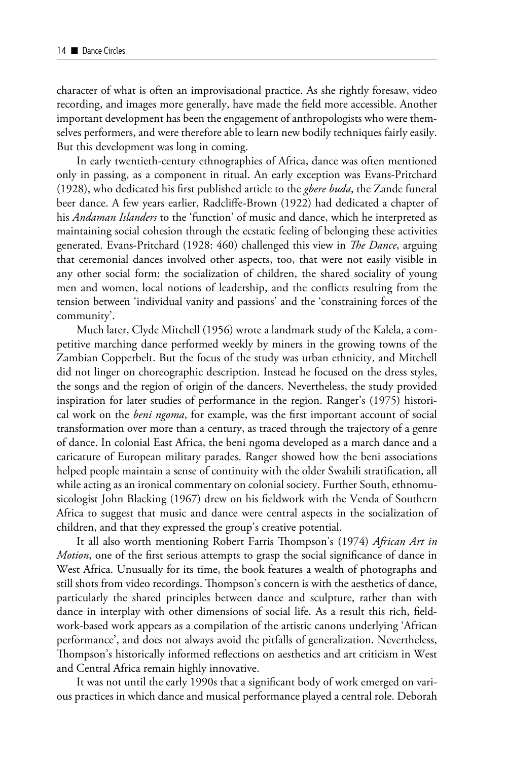character of what is often an improvisational practice. As she rightly foresaw, video recording, and images more generally, have made the field more accessible. Another important development has been the engagement of anthropologists who were themselves performers, and were therefore able to learn new bodily techniques fairly easily. But this development was long in coming.

In early twentieth-century ethnographies of Africa, dance was often mentioned only in passing, as a component in ritual. An early exception was Evans-Pritchard (1928), who dedicated his first published article to the *gbere buda*, the Zande funeral beer dance. A few years earlier, Radcliffe-Brown (1922) had dedicated a chapter of his *Andaman Islanders* to the 'function' of music and dance, which he interpreted as maintaining social cohesion through the ecstatic feeling of belonging these activities generated. Evans-Pritchard (1928: 460) challenged this view in *The Dance*, arguing that ceremonial dances involved other aspects, too, that were not easily visible in any other social form: the socialization of children, the shared sociality of young men and women, local notions of leadership, and the conflicts resulting from the tension between 'individual vanity and passions' and the 'constraining forces of the community'.

Much later, Clyde Mitchell (1956) wrote a landmark study of the Kalela, a competitive marching dance performed weekly by miners in the growing towns of the Zambian Copperbelt. But the focus of the study was urban ethnicity, and Mitchell did not linger on choreographic description. Instead he focused on the dress styles, the songs and the region of origin of the dancers. Nevertheless, the study provided inspiration for later studies of performance in the region. Ranger's (1975) historical work on the *beni ngoma*, for example, was the first important account of social transformation over more than a century, as traced through the trajectory of a genre of dance. In colonial East Africa, the beni ngoma developed as a march dance and a caricature of European military parades. Ranger showed how the beni associations helped people maintain a sense of continuity with the older Swahili stratification, all while acting as an ironical commentary on colonial society. Further South, ethnomusicologist John Blacking (1967) drew on his fieldwork with the Venda of Southern Africa to suggest that music and dance were central aspects in the socialization of children, and that they expressed the group's creative potential.

It all also worth mentioning Robert Farris Thompson's (1974) *African Art in Motion*, one of the first serious attempts to grasp the social significance of dance in West Africa. Unusually for its time, the book features a wealth of photographs and still shots from video recordings. Thompson's concern is with the aesthetics of dance, particularly the shared principles between dance and sculpture, rather than with dance in interplay with other dimensions of social life. As a result this rich, fieldwork-based work appears as a compilation of the artistic canons underlying 'African performance', and does not always avoid the pitfalls of generalization. Nevertheless, Thompson's historically informed reflections on aesthetics and art criticism in West and Central Africa remain highly innovative.

It was not until the early 1990s that a significant body of work emerged on various practices in which dance and musical performance played a central role. Deborah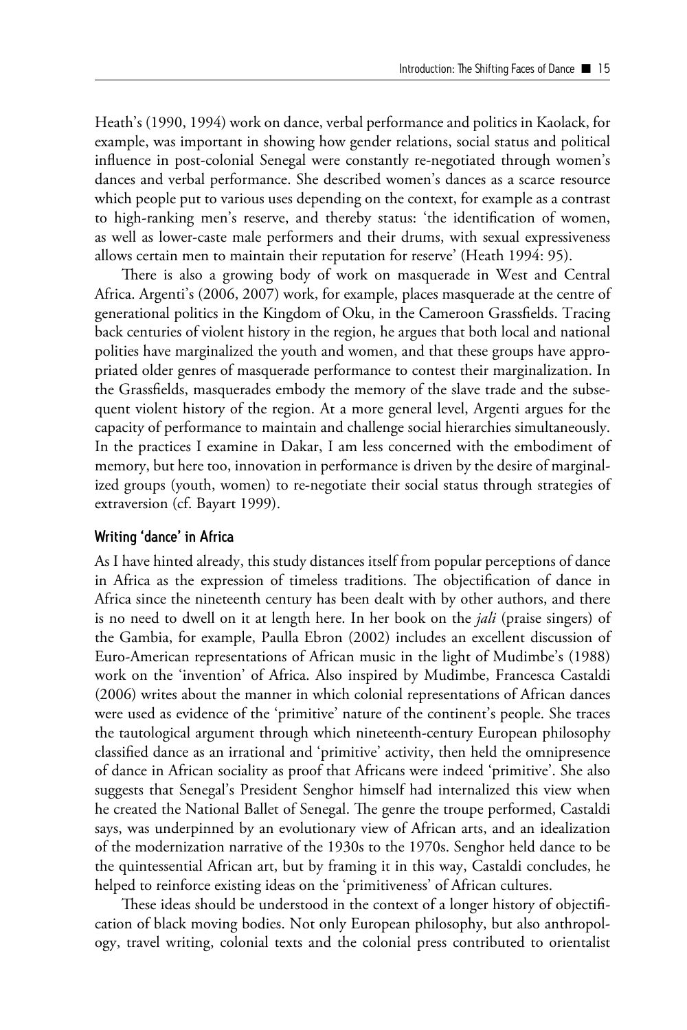Heath's (1990, 1994) work on dance, verbal performance and politics in Kaolack, for example, was important in showing how gender relations, social status and political influence in post-colonial Senegal were constantly re-negotiated through women's dances and verbal performance. She described women's dances as a scarce resource which people put to various uses depending on the context, for example as a contrast to high-ranking men's reserve, and thereby status: 'the identification of women, as well as lower-caste male performers and their drums, with sexual expressiveness allows certain men to maintain their reputation for reserve' (Heath 1994: 95).

There is also a growing body of work on masquerade in West and Central Africa. Argenti's (2006, 2007) work, for example, places masquerade at the centre of generational politics in the Kingdom of Oku, in the Cameroon Grassfields. Tracing back centuries of violent history in the region, he argues that both local and national polities have marginalized the youth and women, and that these groups have appropriated older genres of masquerade performance to contest their marginalization. In the Grassfields, masquerades embody the memory of the slave trade and the subsequent violent history of the region. At a more general level, Argenti argues for the capacity of performance to maintain and challenge social hierarchies simultaneously. In the practices I examine in Dakar, I am less concerned with the embodiment of memory, but here too, innovation in performance is driven by the desire of marginalized groups (youth, women) to re-negotiate their social status through strategies of extraversion (cf. Bayart 1999).

### Writing 'dance' in Africa

As I have hinted already, this study distances itself from popular perceptions of dance in Africa as the expression of timeless traditions. The objectification of dance in Africa since the nineteenth century has been dealt with by other authors, and there is no need to dwell on it at length here. In her book on the *jali* (praise singers) of the Gambia, for example, Paulla Ebron (2002) includes an excellent discussion of Euro-American representations of African music in the light of Mudimbe's (1988) work on the 'invention' of Africa. Also inspired by Mudimbe, Francesca Castaldi (2006) writes about the manner in which colonial representations of African dances were used as evidence of the 'primitive' nature of the continent's people. She traces the tautological argument through which nineteenth-century European philosophy classified dance as an irrational and 'primitive' activity, then held the omnipresence of dance in African sociality as proof that Africans were indeed 'primitive'. She also suggests that Senegal's President Senghor himself had internalized this view when he created the National Ballet of Senegal. The genre the troupe performed, Castaldi says, was underpinned by an evolutionary view of African arts, and an idealization of the modernization narrative of the 1930s to the 1970s. Senghor held dance to be the quintessential African art, but by framing it in this way, Castaldi concludes, he helped to reinforce existing ideas on the 'primitiveness' of African cultures.

These ideas should be understood in the context of a longer history of objectification of black moving bodies. Not only European philosophy, but also anthropology, travel writing, colonial texts and the colonial press contributed to orientalist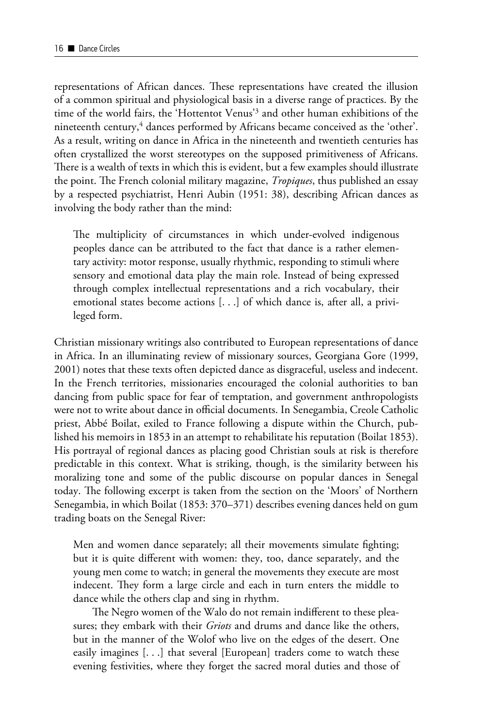representations of African dances. These representations have created the illusion of a common spiritual and physiological basis in a diverse range of practices. By the time of the world fairs, the 'Hottentot Venus'[3] and other human exhibitions of the nineteenth century,[4] dances performed by Africans became conceived as the 'other'. As a result, writing on dance in Africa in the nineteenth and twentieth centuries has often crystallized the worst stereotypes on the supposed primitiveness of Africans. There is a wealth of texts in which this is evident, but a few examples should illustrate the point. The French colonial military magazine, *Tropiques*, thus published an essay by a respected psychiatrist, Henri Aubin (1951: 38), describing African dances as involving the body rather than the mind:

> The multiplicity of circumstances in which under-evolved indigenous peoples dance can be attributed to the fact that dance is a rather elementary activity: motor response, usually rhythmic, responding to stimuli where sensory and emotional data play the main role. Instead of being expressed through complex intellectual representations and a rich vocabulary, their emotional states become actions [. . .] of which dance is, after all, a privileged form.

Christian missionary writings also contributed to European representations of dance in Africa. In an illuminating review of missionary sources, Georgiana Gore (1999, 2001) notes that these texts often depicted dance as disgraceful, useless and indecent. In the French territories, missionaries encouraged the colonial authorities to ban dancing from public space for fear of temptation, and government anthropologists were not to write about dance in official documents. In Senegambia, Creole Catholic priest, Abbé Boilat, exiled to France following a dispute within the Church, published his memoirs in 1853 in an attempt to rehabilitate his reputation (Boilat 1853). His portrayal of regional dances as placing good Christian souls at risk is therefore predictable in this context. What is striking, though, is the similarity between his moralizing tone and some of the public discourse on popular dances in Senegal today. The following excerpt is taken from the section on the 'Moors' of Northern Senegambia, in which Boilat (1853: 370–371) describes evening dances held on gum trading boats on the Senegal River:

> Men and women dance separately; all their movements simulate fighting; but it is quite different with women: they, too, dance separately, and the young men come to watch; in general the movements they execute are most indecent. They form a large circle and each in turn enters the middle to dance while the others clap and sing in rhythm.
>
> The Negro women of the Walo do not remain indifferent to these pleasures; they embark with their *Griots* and drums and dance like the others, but in the manner of the Wolof who live on the edges of the desert. One easily imagines [. . .] that several [European] traders come to watch these evening festivities, where they forget the sacred moral duties and those of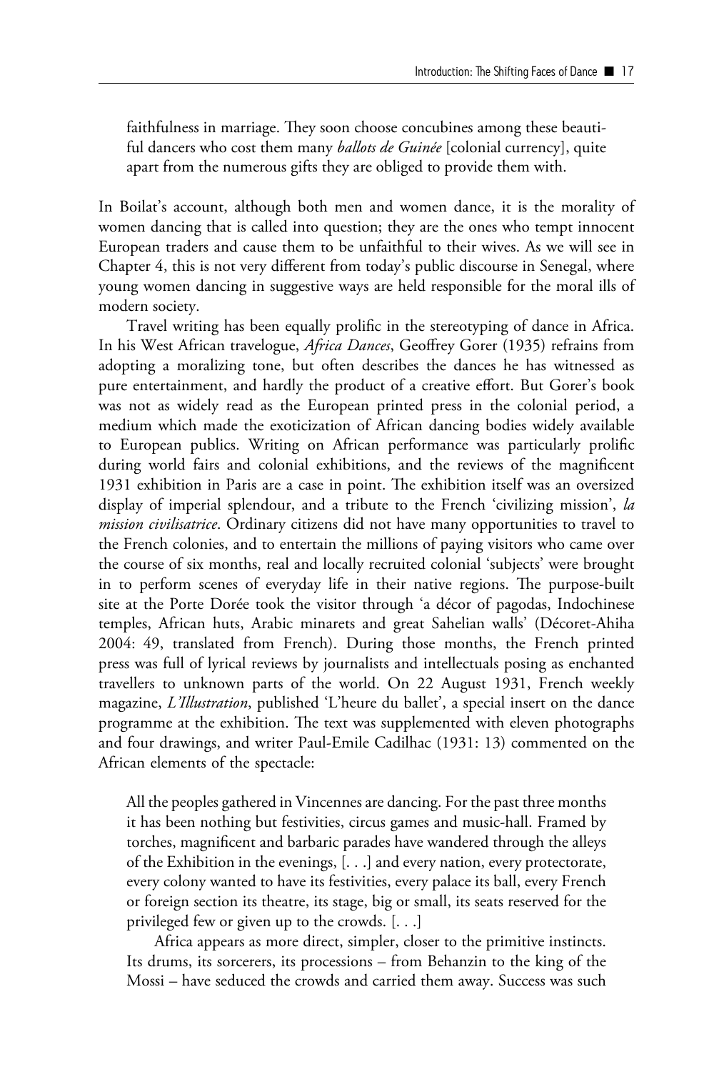faithfulness in marriage. They soon choose concubines among these beautiful dancers who cost them many *ballots de Guinée* [colonial currency], quite apart from the numerous gifts they are obliged to provide them with.

In Boilat's account, although both men and women dance, it is the morality of women dancing that is called into question; they are the ones who tempt innocent European traders and cause them to be unfaithful to their wives. As we will see in Chapter 4, this is not very different from today's public discourse in Senegal, where young women dancing in suggestive ways are held responsible for the moral ills of modern society.

Travel writing has been equally prolific in the stereotyping of dance in Africa. In his West African travelogue, *Africa Dances*, Geoffrey Gorer (1935) refrains from adopting a moralizing tone, but often describes the dances he has witnessed as pure entertainment, and hardly the product of a creative effort. But Gorer's book was not as widely read as the European printed press in the colonial period, a medium which made the exoticization of African dancing bodies widely available to European publics. Writing on African performance was particularly prolific during world fairs and colonial exhibitions, and the reviews of the magnificent 1931 exhibition in Paris are a case in point. The exhibition itself was an oversized display of imperial splendour, and a tribute to the French 'civilizing mission', *la mission civilisatrice*. Ordinary citizens did not have many opportunities to travel to the French colonies, and to entertain the millions of paying visitors who came over the course of six months, real and locally recruited colonial 'subjects' were brought in to perform scenes of everyday life in their native regions. The purpose-built site at the Porte Dorée took the visitor through 'a décor of pagodas, Indochinese temples, African huts, Arabic minarets and great Sahelian walls' (Décoret-Ahiha 2004: 49, translated from French). During those months, the French printed press was full of lyrical reviews by journalists and intellectuals posing as enchanted travellers to unknown parts of the world. On 22 August 1931, French weekly magazine, *L'Illustration*, published 'L'heure du ballet', a special insert on the dance programme at the exhibition. The text was supplemented with eleven photographs and four drawings, and writer Paul-Emile Cadilhac (1931: 13) commented on the African elements of the spectacle:

> All the peoples gathered in Vincennes are dancing. For the past three months it has been nothing but festivities, circus games and music-hall. Framed by torches, magnificent and barbaric parades have wandered through the alleys of the Exhibition in the evenings, [. . .] and every nation, every protectorate, every colony wanted to have its festivities, every palace its ball, every French or foreign section its theatre, its stage, big or small, its seats reserved for the privileged few or given up to the crowds. [. . .]
>
> Africa appears as more direct, simpler, closer to the primitive instincts. Its drums, its sorcerers, its processions – from Behanzin to the king of the Mossi – have seduced the crowds and carried them away. Success was such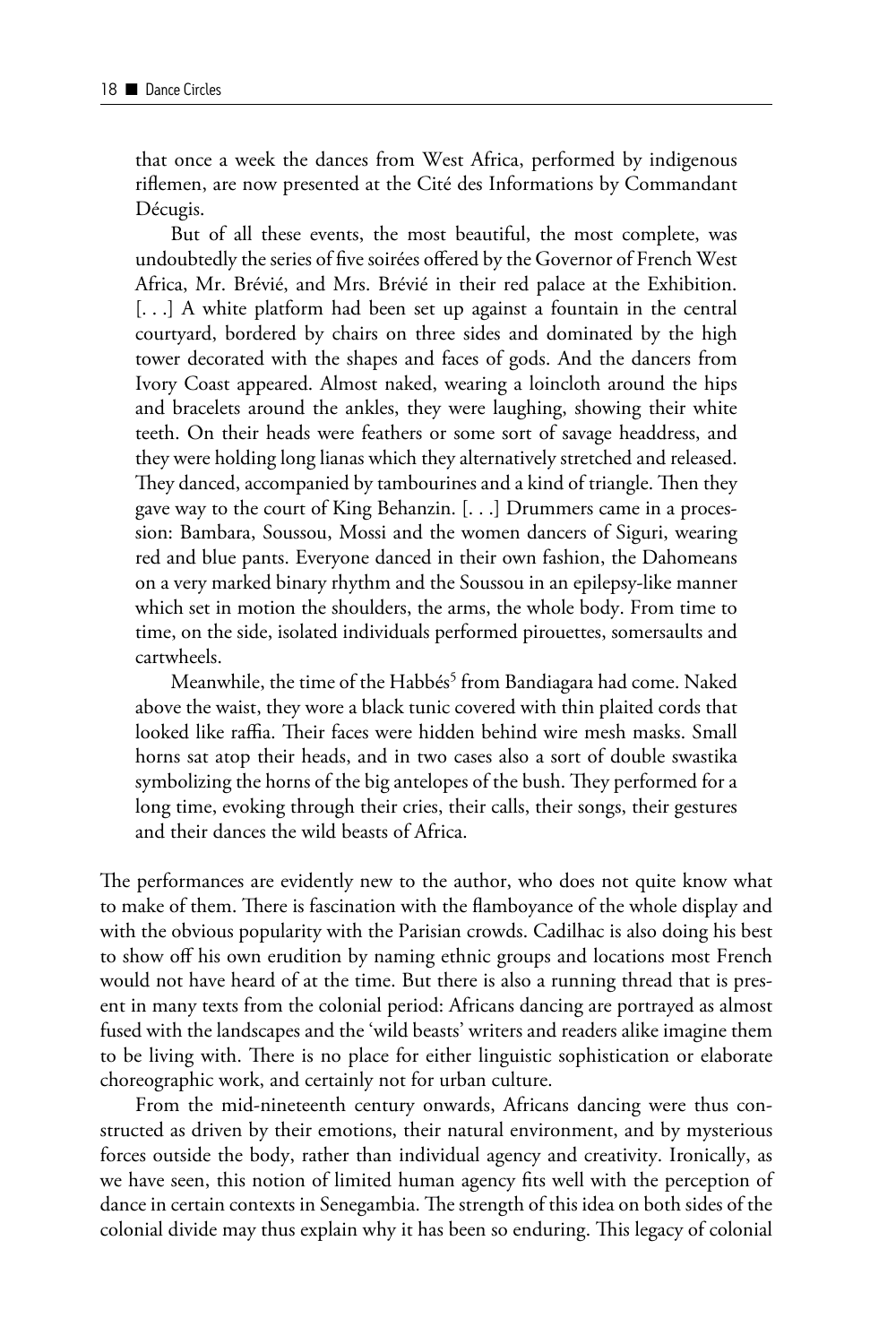> that once a week the dances from West Africa, performed by indigenous riflemen, are now presented at the Cité des Informations by Commandant Décugis.
>
> But of all these events, the most beautiful, the most complete, was undoubtedly the series of five soirées offered by the Governor of French West Africa, Mr. Brévié, and Mrs. Brévié in their red palace at the Exhibition. [. . .] A white platform had been set up against a fountain in the central courtyard, bordered by chairs on three sides and dominated by the high tower decorated with the shapes and faces of gods. And the dancers from Ivory Coast appeared. Almost naked, wearing a loincloth around the hips and bracelets around the ankles, they were laughing, showing their white teeth. On their heads were feathers or some sort of savage headdress, and they were holding long lianas which they alternatively stretched and released. They danced, accompanied by tambourines and a kind of triangle. Then they gave way to the court of King Behanzin. [. . .] Drummers came in a procession: Bambara, Soussou, Mossi and the women dancers of Siguri, wearing red and blue pants. Everyone danced in their own fashion, the Dahomeans on a very marked binary rhythm and the Soussou in an epilepsy-like manner which set in motion the shoulders, the arms, the whole body. From time to time, on the side, isolated individuals performed pirouettes, somersaults and cartwheels.
>
> Meanwhile, the time of the Habbés[5] from Bandiagara had come. Naked above the waist, they wore a black tunic covered with thin plaited cords that looked like raffia. Their faces were hidden behind wire mesh masks. Small horns sat atop their heads, and in two cases also a sort of double swastika symbolizing the horns of the big antelopes of the bush. They performed for a long time, evoking through their cries, their calls, their songs, their gestures and their dances the wild beasts of Africa.

The performances are evidently new to the author, who does not quite know what to make of them. There is fascination with the flamboyance of the whole display and with the obvious popularity with the Parisian crowds. Cadilhac is also doing his best to show off his own erudition by naming ethnic groups and locations most French would not have heard of at the time. But there is also a running thread that is present in many texts from the colonial period: Africans dancing are portrayed as almost fused with the landscapes and the 'wild beasts' writers and readers alike imagine them to be living with. There is no place for either linguistic sophistication or elaborate choreographic work, and certainly not for urban culture.

From the mid-nineteenth century onwards, Africans dancing were thus constructed as driven by their emotions, their natural environment, and by mysterious forces outside the body, rather than individual agency and creativity. Ironically, as we have seen, this notion of limited human agency fits well with the perception of dance in certain contexts in Senegambia. The strength of this idea on both sides of the colonial divide may thus explain why it has been so enduring. This legacy of colonial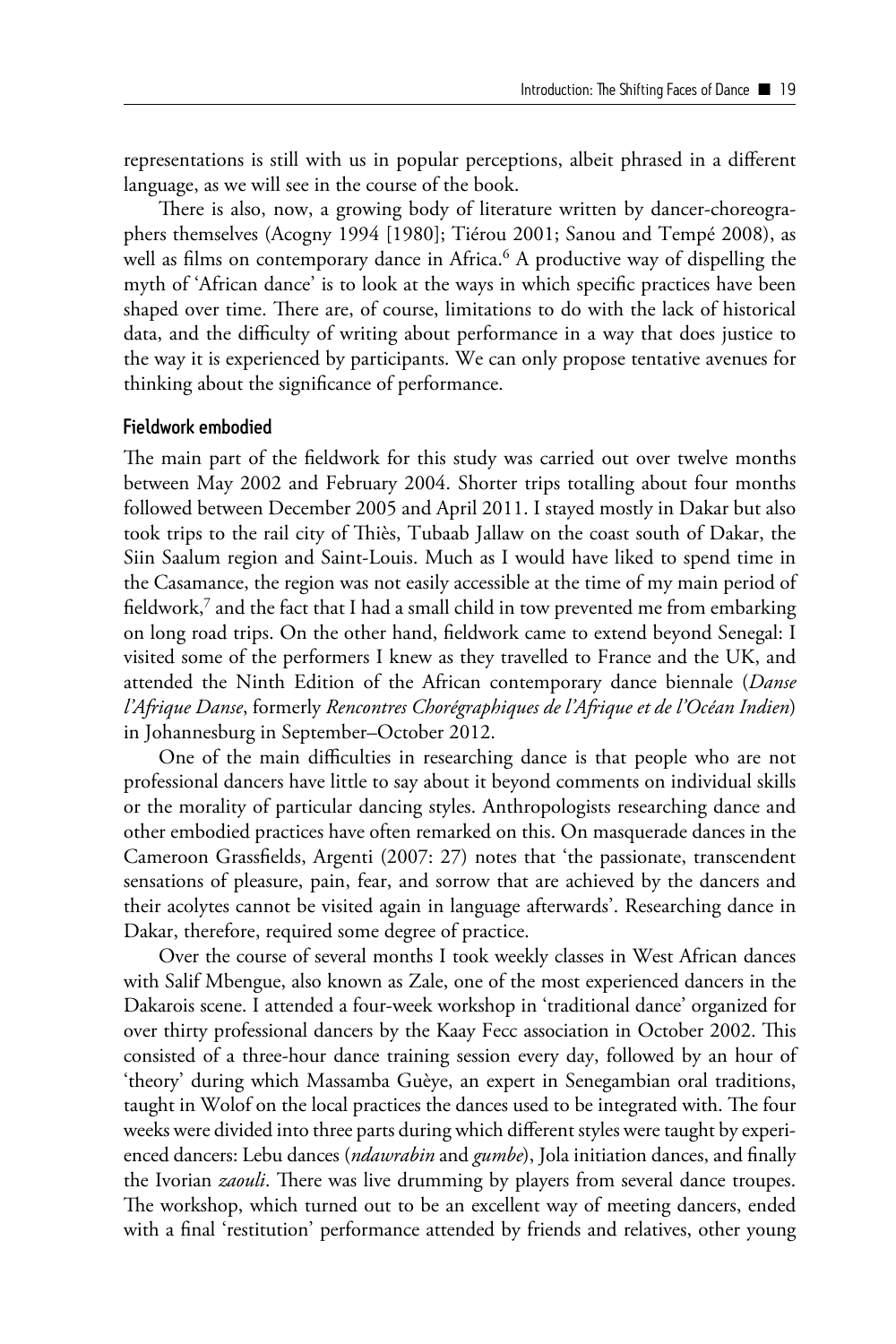representations is still with us in popular perceptions, albeit phrased in a different language, as we will see in the course of the book.

There is also, now, a growing body of literature written by dancer-choreographers themselves (Acogny 1994 [1980]; Tiérou 2001; Sanou and Tempé 2008), as well as films on contemporary dance in Africa.[6] A productive way of dispelling the myth of 'African dance' is to look at the ways in which specific practices have been shaped over time. There are, of course, limitations to do with the lack of historical data, and the difficulty of writing about performance in a way that does justice to the way it is experienced by participants. We can only propose tentative avenues for thinking about the significance of performance.

### Fieldwork embodied

The main part of the fieldwork for this study was carried out over twelve months between May 2002 and February 2004. Shorter trips totalling about four months followed between December 2005 and April 2011. I stayed mostly in Dakar but also took trips to the rail city of Thiès, Tubaab Jallaw on the coast south of Dakar, the Siin Saalum region and Saint-Louis. Much as I would have liked to spend time in the Casamance, the region was not easily accessible at the time of my main period of fieldwork,[7] and the fact that I had a small child in tow prevented me from embarking on long road trips. On the other hand, fieldwork came to extend beyond Senegal: I visited some of the performers I knew as they travelled to France and the UK, and attended the Ninth Edition of the African contemporary dance biennale (*Danse l'Afrique Danse*, formerly *Rencontres Chorégraphiques de l'Afrique et de l'Océan Indien*) in Johannesburg in September–October 2012.

One of the main difficulties in researching dance is that people who are not professional dancers have little to say about it beyond comments on individual skills or the morality of particular dancing styles. Anthropologists researching dance and other embodied practices have often remarked on this. On masquerade dances in the Cameroon Grassfields, Argenti (2007: 27) notes that 'the passionate, transcendent sensations of pleasure, pain, fear, and sorrow that are achieved by the dancers and their acolytes cannot be visited again in language afterwards'. Researching dance in Dakar, therefore, required some degree of practice.

Over the course of several months I took weekly classes in West African dances with Salif Mbengue, also known as Zale, one of the most experienced dancers in the Dakarois scene. I attended a four-week workshop in 'traditional dance' organized for over thirty professional dancers by the Kaay Fecc association in October 2002. This consisted of a three-hour dance training session every day, followed by an hour of 'theory' during which Massamba Guèye, an expert in Senegambian oral traditions, taught in Wolof on the local practices the dances used to be integrated with. The four weeks were divided into three parts during which different styles were taught by experienced dancers: Lebu dances (*ndawrabin* and *gumbe*), Jola initiation dances, and finally the Ivorian *zaouli*. There was live drumming by players from several dance troupes. The workshop, which turned out to be an excellent way of meeting dancers, ended with a final 'restitution' performance attended by friends and relatives, other young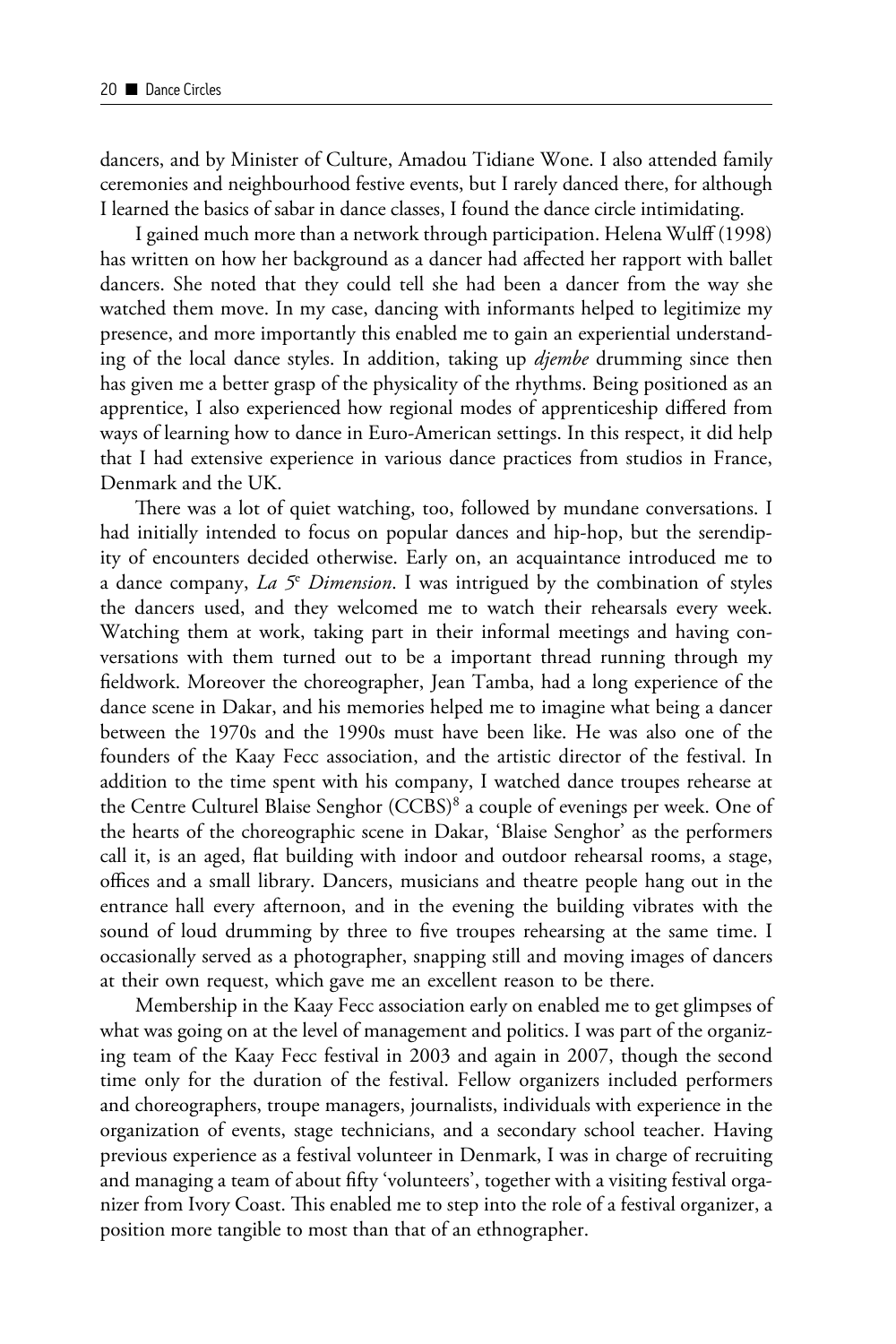dancers, and by Minister of Culture, Amadou Tidiane Wone. I also attended family ceremonies and neighbourhood festive events, but I rarely danced there, for although I learned the basics of sabar in dance classes, I found the dance circle intimidating.

I gained much more than a network through participation. Helena Wulff (1998) has written on how her background as a dancer had affected her rapport with ballet dancers. She noted that they could tell she had been a dancer from the way she watched them move. In my case, dancing with informants helped to legitimize my presence, and more importantly this enabled me to gain an experiential understanding of the local dance styles. In addition, taking up *djembe* drumming since then has given me a better grasp of the physicality of the rhythms. Being positioned as an apprentice, I also experienced how regional modes of apprenticeship differed from ways of learning how to dance in Euro-American settings. In this respect, it did help that I had extensive experience in various dance practices from studios in France, Denmark and the UK.

There was a lot of quiet watching, too, followed by mundane conversations. I had initially intended to focus on popular dances and hip-hop, but the serendipity of encounters decided otherwise. Early on, an acquaintance introduced me to a dance company, *La 5e Dimension*. I was intrigued by the combination of styles the dancers used, and they welcomed me to watch their rehearsals every week. Watching them at work, taking part in their informal meetings and having conversations with them turned out to be a important thread running through my fieldwork. Moreover the choreographer, Jean Tamba, had a long experience of the dance scene in Dakar, and his memories helped me to imagine what being a dancer between the 1970s and the 1990s must have been like. He was also one of the founders of the Kaay Fecc association, and the artistic director of the festival. In addition to the time spent with his company, I watched dance troupes rehearse at the Centre Culturel Blaise Senghor (CCBS)[8] a couple of evenings per week. One of the hearts of the choreographic scene in Dakar, 'Blaise Senghor' as the performers call it, is an aged, flat building with indoor and outdoor rehearsal rooms, a stage, offices and a small library. Dancers, musicians and theatre people hang out in the entrance hall every afternoon, and in the evening the building vibrates with the sound of loud drumming by three to five troupes rehearsing at the same time. I occasionally served as a photographer, snapping still and moving images of dancers at their own request, which gave me an excellent reason to be there.

Membership in the Kaay Fecc association early on enabled me to get glimpses of what was going on at the level of management and politics. I was part of the organizing team of the Kaay Fecc festival in 2003 and again in 2007, though the second time only for the duration of the festival. Fellow organizers included performers and choreographers, troupe managers, journalists, individuals with experience in the organization of events, stage technicians, and a secondary school teacher. Having previous experience as a festival volunteer in Denmark, I was in charge of recruiting and managing a team of about fifty 'volunteers', together with a visiting festival organizer from Ivory Coast. This enabled me to step into the role of a festival organizer, a position more tangible to most than that of an ethnographer.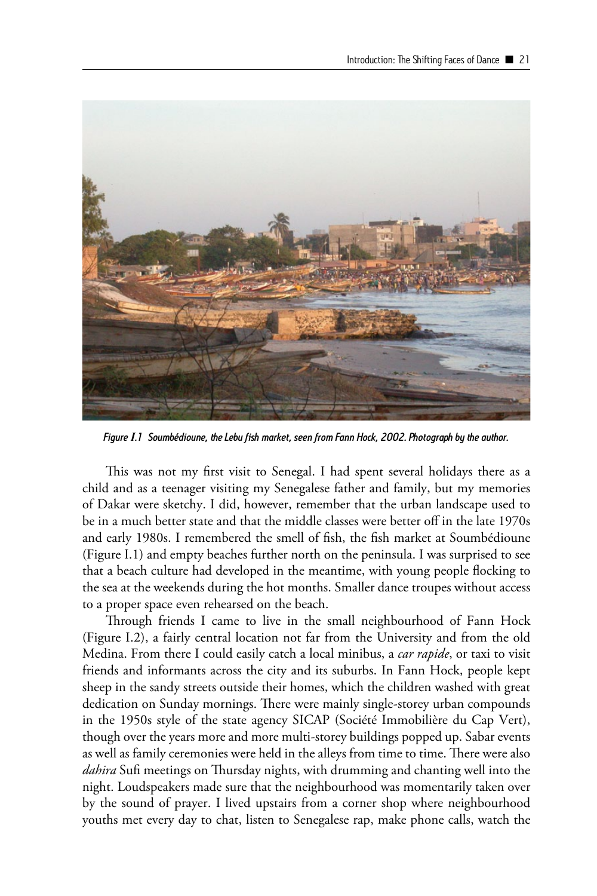*Figure I.1 Soumbédioune, the Lebu fish market, seen from Fann Hock, 2002. Photograph by the author.*

This was not my first visit to Senegal. I had spent several holidays there as a child and as a teenager visiting my Senegalese father and family, but my memories of Dakar were sketchy. I did, however, remember that the urban landscape used to be in a much better state and that the middle classes were better off in the late 1970s and early 1980s. I remembered the smell of fish, the fish market at Soumbédioune (Figure I.1) and empty beaches further north on the peninsula. I was surprised to see that a beach culture had developed in the meantime, with young people flocking to the sea at the weekends during the hot months. Smaller dance troupes without access to a proper space even rehearsed on the beach.

Through friends I came to live in the small neighbourhood of Fann Hock (Figure I.2), a fairly central location not far from the University and from the old Medina. From there I could easily catch a local minibus, a *car rapide*, or taxi to visit friends and informants across the city and its suburbs. In Fann Hock, people kept sheep in the sandy streets outside their homes, which the children washed with great dedication on Sunday mornings. There were mainly single-storey urban compounds in the 1950s style of the state agency SICAP (Société Immobilière du Cap Vert), though over the years more and more multi-storey buildings popped up. Sabar events as well as family ceremonies were held in the alleys from time to time. There were also *dahira* Sufi meetings on Thursday nights, with drumming and chanting well into the night. Loudspeakers made sure that the neighbourhood was momentarily taken over by the sound of prayer. I lived upstairs from a corner shop where neighbourhood youths met every day to chat, listen to Senegalese rap, make phone calls, watch the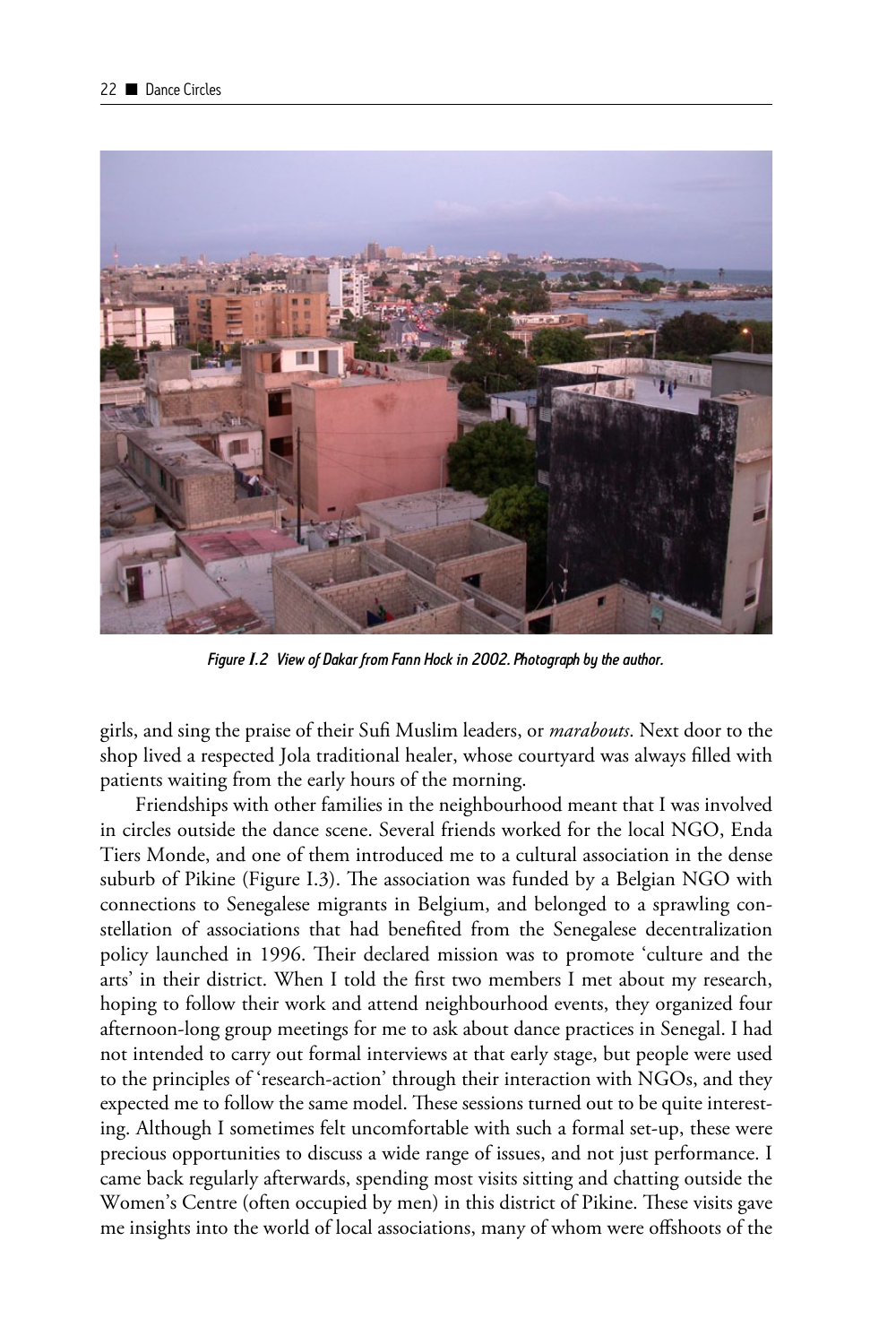*Figure I.2 View of Dakar from Fann Hock in 2002. Photograph by the author.*

girls, and sing the praise of their Sufi Muslim leaders, or *marabouts*. Next door to the shop lived a respected Jola traditional healer, whose courtyard was always filled with patients waiting from the early hours of the morning.

Friendships with other families in the neighbourhood meant that I was involved in circles outside the dance scene. Several friends worked for the local NGO, Enda Tiers Monde, and one of them introduced me to a cultural association in the dense suburb of Pikine (Figure I.3). The association was funded by a Belgian NGO with connections to Senegalese migrants in Belgium, and belonged to a sprawling constellation of associations that had benefited from the Senegalese decentralization policy launched in 1996. Their declared mission was to promote 'culture and the arts' in their district. When I told the first two members I met about my research, hoping to follow their work and attend neighbourhood events, they organized four afternoon-long group meetings for me to ask about dance practices in Senegal. I had not intended to carry out formal interviews at that early stage, but people were used to the principles of 'research-action' through their interaction with NGOs, and they expected me to follow the same model. These sessions turned out to be quite interesting. Although I sometimes felt uncomfortable with such a formal set-up, these were precious opportunities to discuss a wide range of issues, and not just performance. I came back regularly afterwards, spending most visits sitting and chatting outside the Women's Centre (often occupied by men) in this district of Pikine. These visits gave me insights into the world of local associations, many of whom were offshoots of the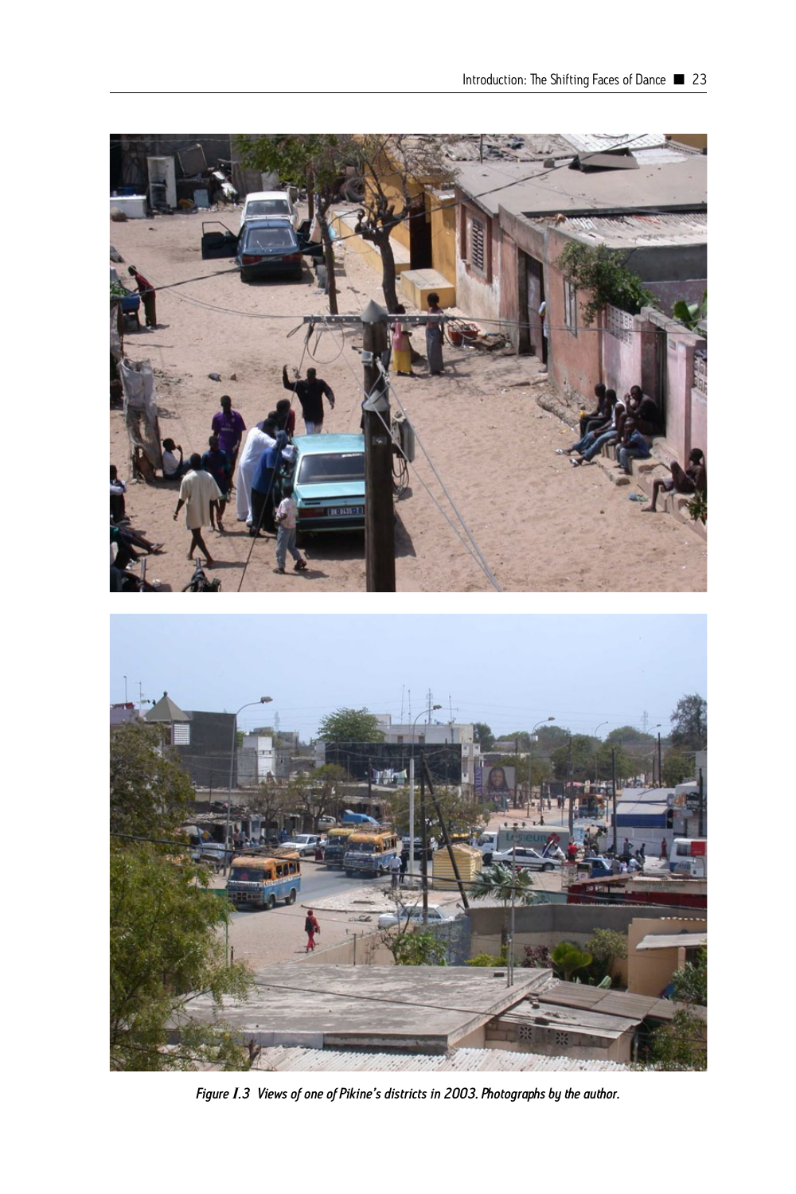*Figure I.3 Views of one of Pikine's districts in 2003. Photographs by the author.*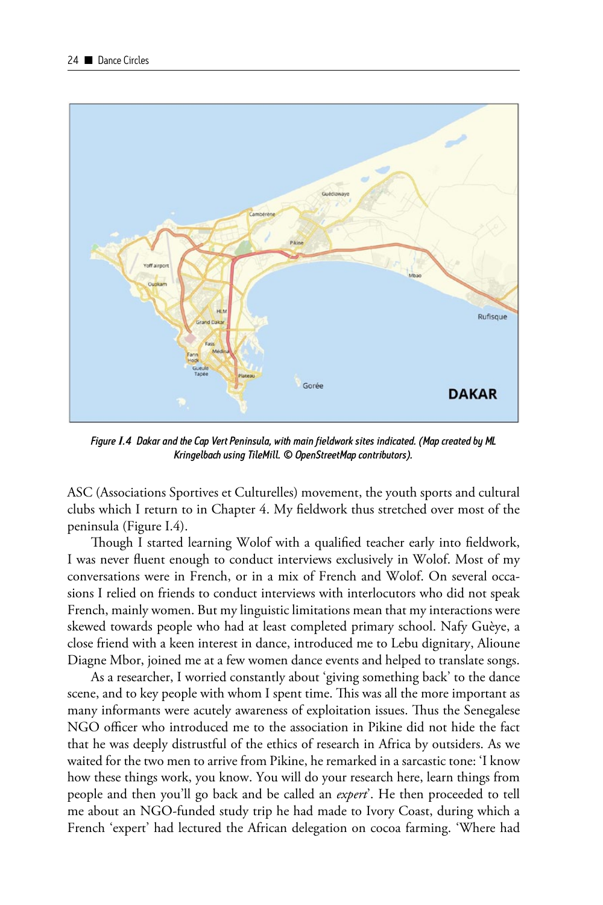Guédiawaye

Camberène

Pikine

Yoff airport

Ouakam

HLM

Grand Dakar

Fass

Médina

Fann Hock

Gueule Tapée

Plateau

Mbao

Rufisque

Gorée

DAKAR

*Figure I.4 Dakar and the Cap Vert Peninsula, with main fieldwork sites indicated. (Map created by ML Kringelbach using TileMill. © OpenStreetMap contributors).*

ASC (Associations Sportives et Culturelles) movement, the youth sports and cultural clubs which I return to in Chapter 4. My fieldwork thus stretched over most of the peninsula (Figure I.4).

Though I started learning Wolof with a qualified teacher early into fieldwork, I was never fluent enough to conduct interviews exclusively in Wolof. Most of my conversations were in French, or in a mix of French and Wolof. On several occasions I relied on friends to conduct interviews with interlocutors who did not speak French, mainly women. But my linguistic limitations mean that my interactions were skewed towards people who had at least completed primary school. Nafy Guèye, a close friend with a keen interest in dance, introduced me to Lebu dignitary, Alioune Diagne Mbor, joined me at a few women dance events and helped to translate songs.

As a researcher, I worried constantly about 'giving something back' to the dance scene, and to key people with whom I spent time. This was all the more important as many informants were acutely awareness of exploitation issues. Thus the Senegalese NGO officer who introduced me to the association in Pikine did not hide the fact that he was deeply distrustful of the ethics of research in Africa by outsiders. As we waited for the two men to arrive from Pikine, he remarked in a sarcastic tone: 'I know how these things work, you know. You will do your research here, learn things from people and then you'll go back and be called an *expert*'. He then proceeded to tell me about an NGO-funded study trip he had made to Ivory Coast, during which a French 'expert' had lectured the African delegation on cocoa farming. 'Where had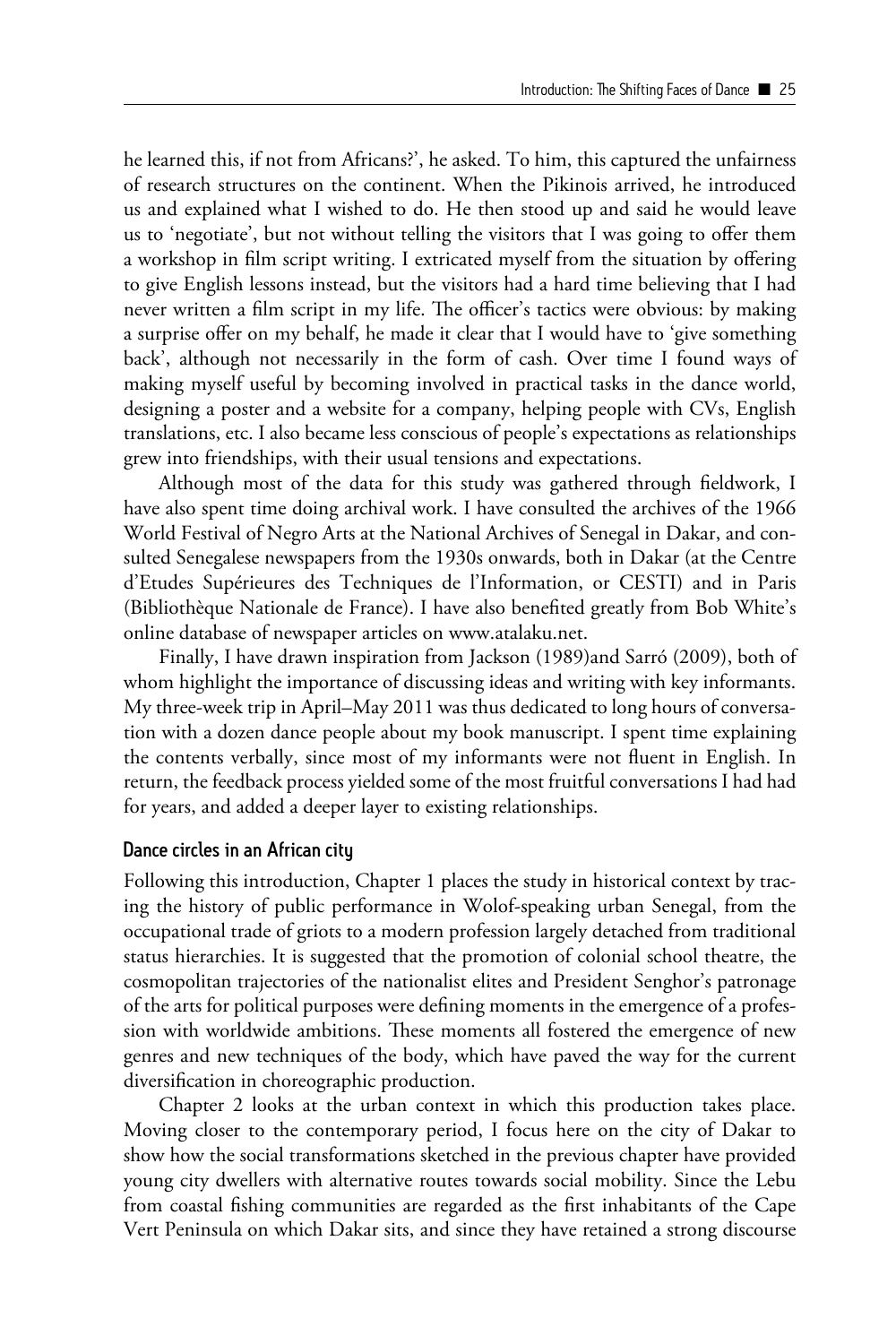he learned this, if not from Africans?', he asked. To him, this captured the unfairness of research structures on the continent. When the Pikinois arrived, he introduced us and explained what I wished to do. He then stood up and said he would leave us to 'negotiate', but not without telling the visitors that I was going to offer them a workshop in film script writing. I extricated myself from the situation by offering to give English lessons instead, but the visitors had a hard time believing that I had never written a film script in my life. The officer's tactics were obvious: by making a surprise offer on my behalf, he made it clear that I would have to 'give something back', although not necessarily in the form of cash. Over time I found ways of making myself useful by becoming involved in practical tasks in the dance world, designing a poster and a website for a company, helping people with CVs, English translations, etc. I also became less conscious of people's expectations as relationships grew into friendships, with their usual tensions and expectations.

Although most of the data for this study was gathered through fieldwork, I have also spent time doing archival work. I have consulted the archives of the 1966 World Festival of Negro Arts at the National Archives of Senegal in Dakar, and consulted Senegalese newspapers from the 1930s onwards, both in Dakar (at the Centre d'Etudes Supérieures des Techniques de l'Information, or CESTI) and in Paris (Bibliothèque Nationale de France). I have also benefited greatly from Bob White's online database of newspaper articles on www.atalaku.net.

Finally, I have drawn inspiration from Jackson (1989)and Sarró (2009), both of whom highlight the importance of discussing ideas and writing with key informants. My three-week trip in April–May 2011 was thus dedicated to long hours of conversation with a dozen dance people about my book manuscript. I spent time explaining the contents verbally, since most of my informants were not fluent in English. In return, the feedback process yielded some of the most fruitful conversations I had had for years, and added a deeper layer to existing relationships.

### Dance circles in an African city

Following this introduction, Chapter 1 places the study in historical context by tracing the history of public performance in Wolof-speaking urban Senegal, from the occupational trade of griots to a modern profession largely detached from traditional status hierarchies. It is suggested that the promotion of colonial school theatre, the cosmopolitan trajectories of the nationalist elites and President Senghor's patronage of the arts for political purposes were defining moments in the emergence of a profession with worldwide ambitions. These moments all fostered the emergence of new genres and new techniques of the body, which have paved the way for the current diversification in choreographic production.

Chapter 2 looks at the urban context in which this production takes place. Moving closer to the contemporary period, I focus here on the city of Dakar to show how the social transformations sketched in the previous chapter have provided young city dwellers with alternative routes towards social mobility. Since the Lebu from coastal fishing communities are regarded as the first inhabitants of the Cape Vert Peninsula on which Dakar sits, and since they have retained a strong discourse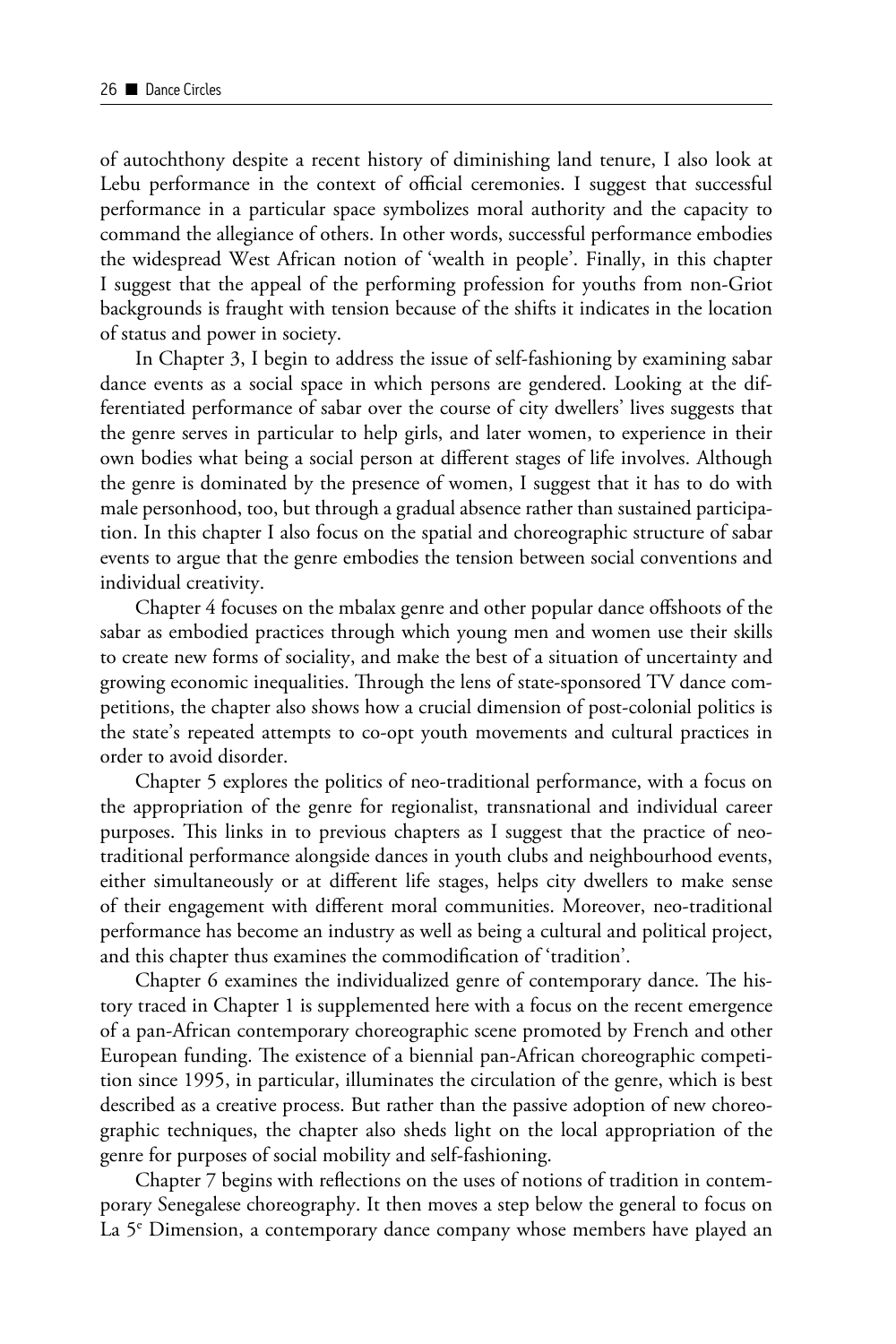of autochthony despite a recent history of diminishing land tenure, I also look at Lebu performance in the context of official ceremonies. I suggest that successful performance in a particular space symbolizes moral authority and the capacity to command the allegiance of others. In other words, successful performance embodies the widespread West African notion of 'wealth in people'. Finally, in this chapter I suggest that the appeal of the performing profession for youths from non-Griot backgrounds is fraught with tension because of the shifts it indicates in the location of status and power in society.

In Chapter 3, I begin to address the issue of self-fashioning by examining sabar dance events as a social space in which persons are gendered. Looking at the differentiated performance of sabar over the course of city dwellers' lives suggests that the genre serves in particular to help girls, and later women, to experience in their own bodies what being a social person at different stages of life involves. Although the genre is dominated by the presence of women, I suggest that it has to do with male personhood, too, but through a gradual absence rather than sustained participation. In this chapter I also focus on the spatial and choreographic structure of sabar events to argue that the genre embodies the tension between social conventions and individual creativity.

Chapter 4 focuses on the mbalax genre and other popular dance offshoots of the sabar as embodied practices through which young men and women use their skills to create new forms of sociality, and make the best of a situation of uncertainty and growing economic inequalities. Through the lens of state-sponsored TV dance competitions, the chapter also shows how a crucial dimension of post-colonial politics is the state's repeated attempts to co-opt youth movements and cultural practices in order to avoid disorder.

Chapter 5 explores the politics of neo-traditional performance, with a focus on the appropriation of the genre for regionalist, transnational and individual career purposes. This links in to previous chapters as I suggest that the practice of neo-traditional performance alongside dances in youth clubs and neighbourhood events, either simultaneously or at different life stages, helps city dwellers to make sense of their engagement with different moral communities. Moreover, neo-traditional performance has become an industry as well as being a cultural and political project, and this chapter thus examines the commodification of 'tradition'.

Chapter 6 examines the individualized genre of contemporary dance. The history traced in Chapter 1 is supplemented here with a focus on the recent emergence of a pan-African contemporary choreographic scene promoted by French and other European funding. The existence of a biennial pan-African choreographic competition since 1995, in particular, illuminates the circulation of the genre, which is best described as a creative process. But rather than the passive adoption of new choreographic techniques, the chapter also sheds light on the local appropriation of the genre for purposes of social mobility and self-fashioning.

Chapter 7 begins with reflections on the uses of notions of tradition in contemporary Senegalese choreography. It then moves a step below the general to focus on La 5[e] Dimension, a contemporary dance company whose members have played an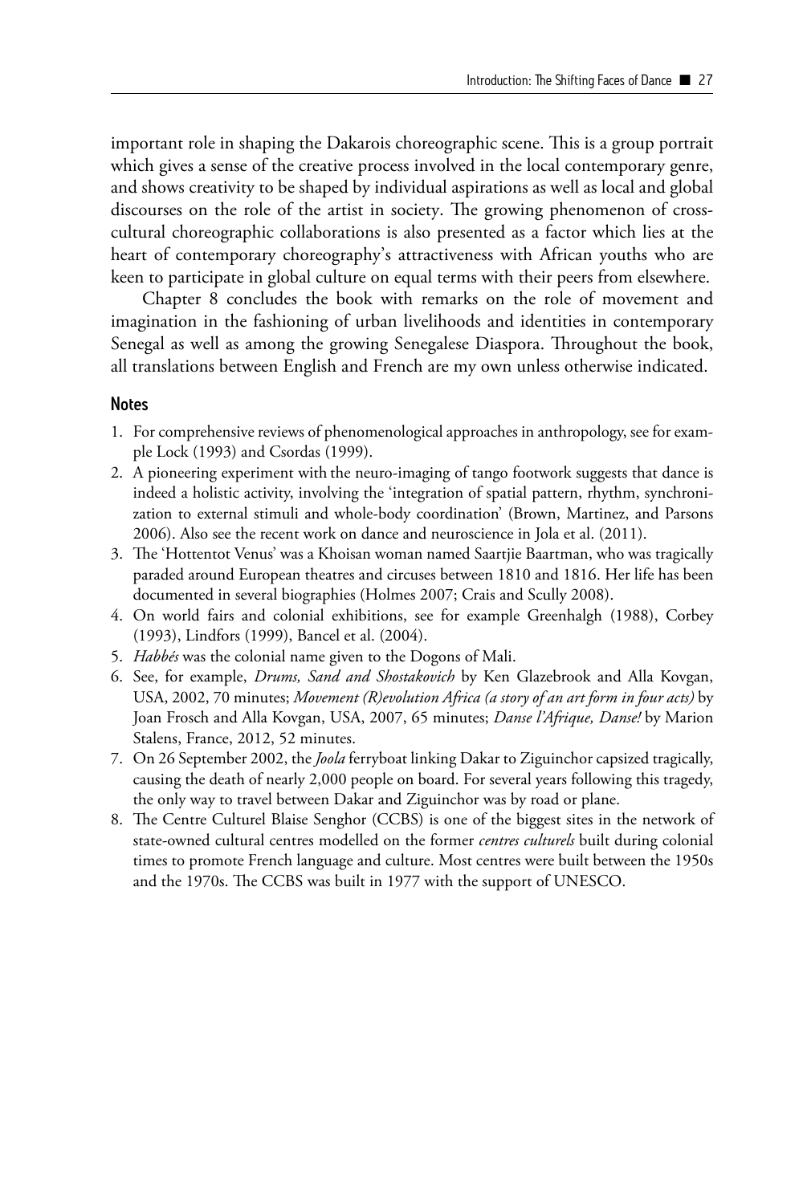important role in shaping the Dakarois choreographic scene. This is a group portrait which gives a sense of the creative process involved in the local contemporary genre, and shows creativity to be shaped by individual aspirations as well as local and global discourses on the role of the artist in society. The growing phenomenon of cross-cultural choreographic collaborations is also presented as a factor which lies at the heart of contemporary choreography's attractiveness with African youths who are keen to participate in global culture on equal terms with their peers from elsewhere.

Chapter 8 concludes the book with remarks on the role of movement and imagination in the fashioning of urban livelihoods and identities in contemporary Senegal as well as among the growing Senegalese Diaspora. Throughout the book, all translations between English and French are my own unless otherwise indicated.

## Notes

1. For comprehensive reviews of phenomenological approaches in anthropology, see for example Lock (1993) and Csordas (1999).
2. A pioneering experiment with the neuro-imaging of tango footwork suggests that dance is indeed a holistic activity, involving the 'integration of spatial pattern, rhythm, synchronization to external stimuli and whole-body coordination' (Brown, Martinez, and Parsons 2006). Also see the recent work on dance and neuroscience in Jola et al. (2011).
3. The 'Hottentot Venus' was a Khoisan woman named Saartjie Baartman, who was tragically paraded around European theatres and circuses between 1810 and 1816. Her life has been documented in several biographies (Holmes 2007; Crais and Scully 2008).
4. On world fairs and colonial exhibitions, see for example Greenhalgh (1988), Corbey (1993), Lindfors (1999), Bancel et al. (2004).
5. *Habbés* was the colonial name given to the Dogons of Mali.
6. See, for example, *Drums, Sand and Shostakovich* by Ken Glazebrook and Alla Kovgan, USA, 2002, 70 minutes; *Movement (R)evolution Africa (a story of an art form in four acts)* by Joan Frosch and Alla Kovgan, USA, 2007, 65 minutes; *Danse l'Afrique, Danse!* by Marion Stalens, France, 2012, 52 minutes.
7. On 26 September 2002, the *Joola* ferryboat linking Dakar to Ziguinchor capsized tragically, causing the death of nearly 2,000 people on board. For several years following this tragedy, the only way to travel between Dakar and Ziguinchor was by road or plane.
8. The Centre Culturel Blaise Senghor (CCBS) is one of the biggest sites in the network of state-owned cultural centres modelled on the former *centres culturels* built during colonial times to promote French language and culture. Most centres were built between the 1950s and the 1970s. The CCBS was built in 1977 with the support of UNESCO.